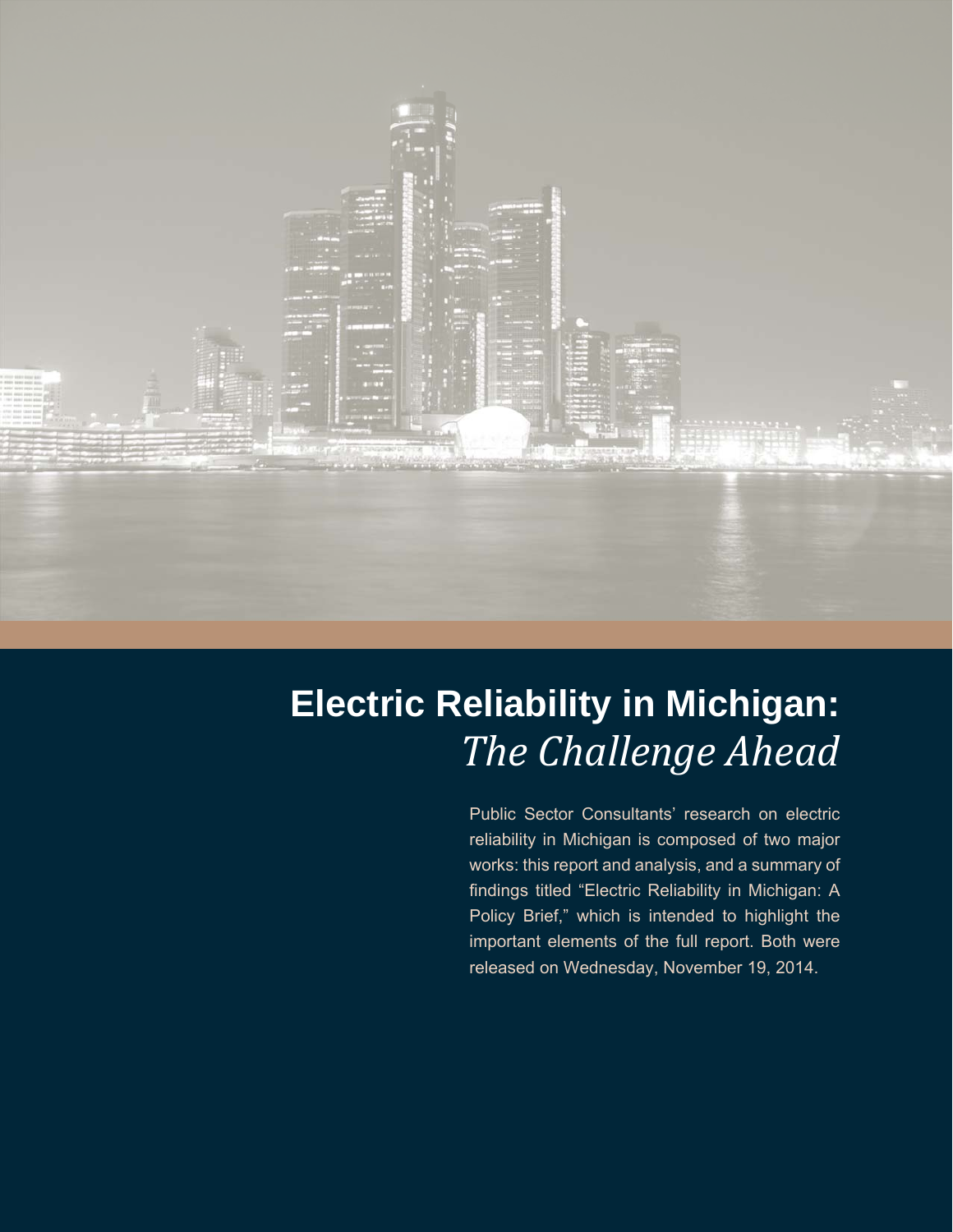# Electric Reliability in Michigan: *The Challenge Ahead*

Public Sector Consultants' research on electric reliability in Michigan is composed of two major works: this report and analysis, and a summary of findings titled "Electric Reliability in Michigan: A Policy Brief," which is intended to highlight the important elements of the full report. Both were released on Wednesday, November 19, 2014.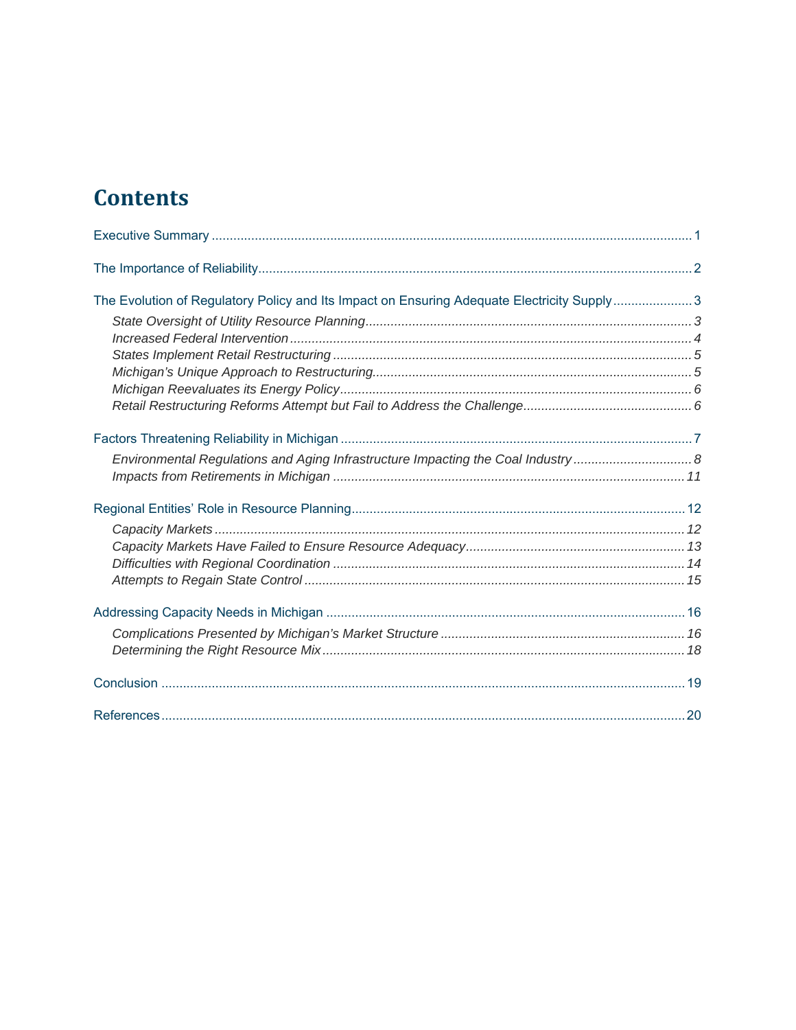# Contents

Executive Summary ........ 1

The Importance of Reliability ........ 2

The Evolution of Regulatory Policy and Its Impact on Ensuring Adequate Electricity Supply ........ 3

- *State Oversight of Utility Resource Planning* ........ 3
- *Increased Federal Intervention* ........ 4
- *States Implement Retail Restructuring* ........ 5
- *Michigan's Unique Approach to Restructuring* ........ 5
- *Michigan Reevaluates its Energy Policy* ........ 6
- *Retail Restructuring Reforms Attempt but Fail to Address the Challenge* ........ 6

Factors Threatening Reliability in Michigan ........ 7

- *Environmental Regulations and Aging Infrastructure Impacting the Coal Industry* ........ 8
- *Impacts from Retirements in Michigan* ........ 11

Regional Entities' Role in Resource Planning ........ 12

- *Capacity Markets* ........ 12
- *Capacity Markets Have Failed to Ensure Resource Adequacy* ........ 13
- *Difficulties with Regional Coordination* ........ 14
- *Attempts to Regain State Control* ........ 15

Addressing Capacity Needs in Michigan ........ 16

- *Complications Presented by Michigan's Market Structure* ........ 16
- *Determining the Right Resource Mix* ........ 18

Conclusion ........ 19

References ........ 20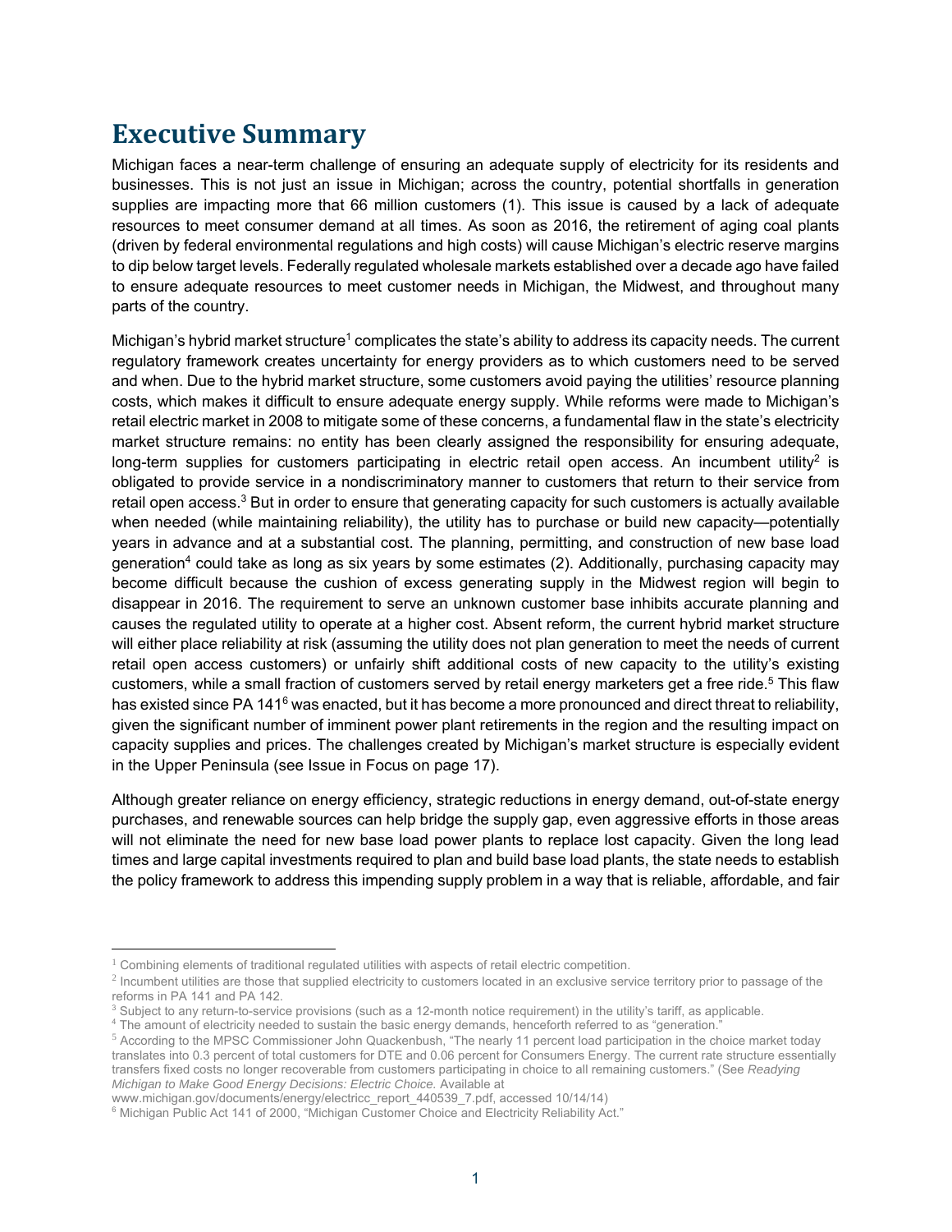# Executive Summary

Michigan faces a near-term challenge of ensuring an adequate supply of electricity for its residents and businesses. This is not just an issue in Michigan; across the country, potential shortfalls in generation supplies are impacting more that 66 million customers (1). This issue is caused by a lack of adequate resources to meet consumer demand at all times. As soon as 2016, the retirement of aging coal plants (driven by federal environmental regulations and high costs) will cause Michigan's electric reserve margins to dip below target levels. Federally regulated wholesale markets established over a decade ago have failed to ensure adequate resources to meet customer needs in Michigan, the Midwest, and throughout many parts of the country.

Michigan's hybrid market structure[1] complicates the state's ability to address its capacity needs. The current regulatory framework creates uncertainty for energy providers as to which customers need to be served and when. Due to the hybrid market structure, some customers avoid paying the utilities' resource planning costs, which makes it difficult to ensure adequate energy supply. While reforms were made to Michigan's retail electric market in 2008 to mitigate some of these concerns, a fundamental flaw in the state's electricity market structure remains: no entity has been clearly assigned the responsibility for ensuring adequate, long-term supplies for customers participating in electric retail open access. An incumbent utility[2] is obligated to provide service in a nondiscriminatory manner to customers that return to their service from retail open access.[3] But in order to ensure that generating capacity for such customers is actually available when needed (while maintaining reliability), the utility has to purchase or build new capacity—potentially years in advance and at a substantial cost. The planning, permitting, and construction of new base load generation[4] could take as long as six years by some estimates (2). Additionally, purchasing capacity may become difficult because the cushion of excess generating supply in the Midwest region will begin to disappear in 2016. The requirement to serve an unknown customer base inhibits accurate planning and causes the regulated utility to operate at a higher cost. Absent reform, the current hybrid market structure will either place reliability at risk (assuming the utility does not plan generation to meet the needs of current retail open access customers) or unfairly shift additional costs of new capacity to the utility's existing customers, while a small fraction of customers served by retail energy marketers get a free ride.[5] This flaw has existed since PA 141[6] was enacted, but it has become a more pronounced and direct threat to reliability, given the significant number of imminent power plant retirements in the region and the resulting impact on capacity supplies and prices. The challenges created by Michigan's market structure is especially evident in the Upper Peninsula (see Issue in Focus on page 17).

Although greater reliance on energy efficiency, strategic reductions in energy demand, out-of-state energy purchases, and renewable sources can help bridge the supply gap, even aggressive efforts in those areas will not eliminate the need for new base load power plants to replace lost capacity. Given the long lead times and large capital investments required to plan and build base load plants, the state needs to establish the policy framework to address this impending supply problem in a way that is reliable, affordable, and fair

---

[1] Combining elements of traditional regulated utilities with aspects of retail electric competition.

[2] Incumbent utilities are those that supplied electricity to customers located in an exclusive service territory prior to passage of the reforms in PA 141 and PA 142.

[3] Subject to any return-to-service provisions (such as a 12-month notice requirement) in the utility's tariff, as applicable.

[4] The amount of electricity needed to sustain the basic energy demands, henceforth referred to as "generation."

[5] According to the MPSC Commissioner John Quackenbush, "The nearly 11 percent load participation in the choice market today translates into 0.3 percent of total customers for DTE and 0.06 percent for Consumers Energy. The current rate structure essentially transfers fixed costs no longer recoverable from customers participating in choice to all remaining customers." (See *Readying Michigan to Make Good Energy Decisions: Electric Choice.* Available at www.michigan.gov/documents/energy/electricc_report_440539_7.pdf, accessed 10/14/14)

[6] Michigan Public Act 141 of 2000, "Michigan Customer Choice and Electricity Reliability Act."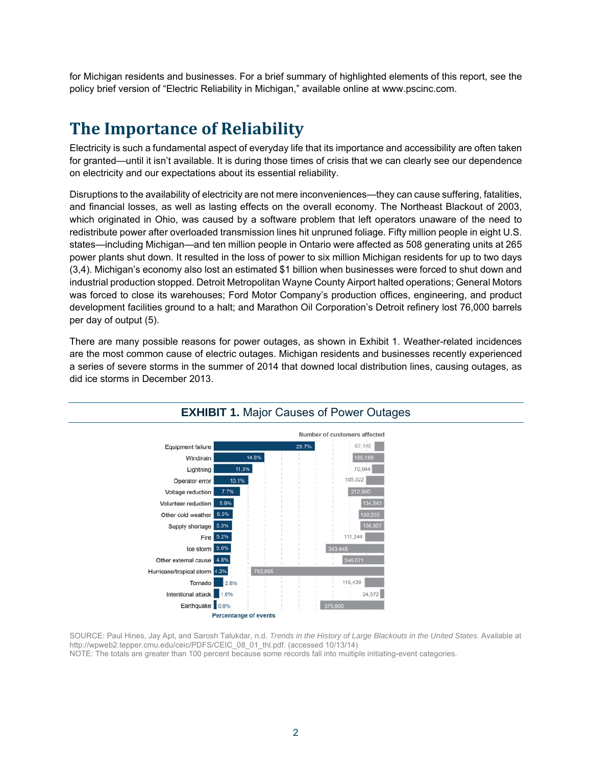for Michigan residents and businesses. For a brief summary of highlighted elements of this report, see the policy brief version of "Electric Reliability in Michigan," available online at www.pscinc.com.

## The Importance of Reliability

Electricity is such a fundamental aspect of everyday life that its importance and accessibility are often taken for granted—until it isn't available. It is during those times of crisis that we can clearly see our dependence on electricity and our expectations about its essential reliability.

Disruptions to the availability of electricity are not mere inconveniences—they can cause suffering, fatalities, and financial losses, as well as lasting effects on the overall economy. The Northeast Blackout of 2003, which originated in Ohio, was caused by a software problem that left operators unaware of the need to redistribute power after overloaded transmission lines hit unpruned foliage. Fifty million people in eight U.S. states—including Michigan—and ten million people in Ontario were affected as 508 generating units at 265 power plants shut down. It resulted in the loss of power to six million Michigan residents for up to two days (3,4). Michigan's economy also lost an estimated $1 billion when businesses were forced to shut down and industrial production stopped. Detroit Metropolitan Wayne County Airport halted operations; General Motors was forced to close its warehouses; Ford Motor Company's production offices, engineering, and product development facilities ground to a halt; and Marathon Oil Corporation's Detroit refinery lost 76,000 barrels per day of output (5).

There are many possible reasons for power outages, as shown in Exhibit 1. Weather-related incidences are the most common cause of electric outages. Michigan residents and businesses recently experienced a series of severe storms in the summer of 2014 that downed local distribution lines, causing outages, as did ice storms in December 2013.

**EXHIBIT 1.** Major Causes of Power Outages

| Cause | Percentage of events | Number of customers affected |
|---|---|---|
| Equipment failure | 29.7% | 57,140 |
| Wind/rain | 14.8% | 165,199 |
| Lightning | 11.3% | 70,944 |
| Operator error | 10.1% | 105,322 |
| Voltage reduction | 7.7% | 212,900 |
| Volunteer reduction | 5.9% | 134,543 |
| Other cold weather | 5.5% | 150,255 |
| Supply shortage | 5.3% | 138,957 |
| Fire | 5.2% | 111,244 |
| Ice storm | 5.0% | 343,448 |
| Other external cause | 4.8% | 246,071 |
| Hurricane/tropical storm | 4.2% | 782,695 |
| Tornado | 2.8% | 115,439 |
| Intentional attack | 1.6% | 24,572 |
| Earthquake | 0.8% | 375,900 |

SOURCE: Paul Hines, Jay Apt, and Sarosh Talukdar, n.d. *Trends in the History of Large Blackouts in the United States.* Available at http://wpweb2.tepper.cmu.edu/ceic/PDFS/CEIC_08_01_thl.pdf. (accessed 10/13/14)
NOTE: The totals are greater than 100 percent because some records fall into multiple initiating-event categories.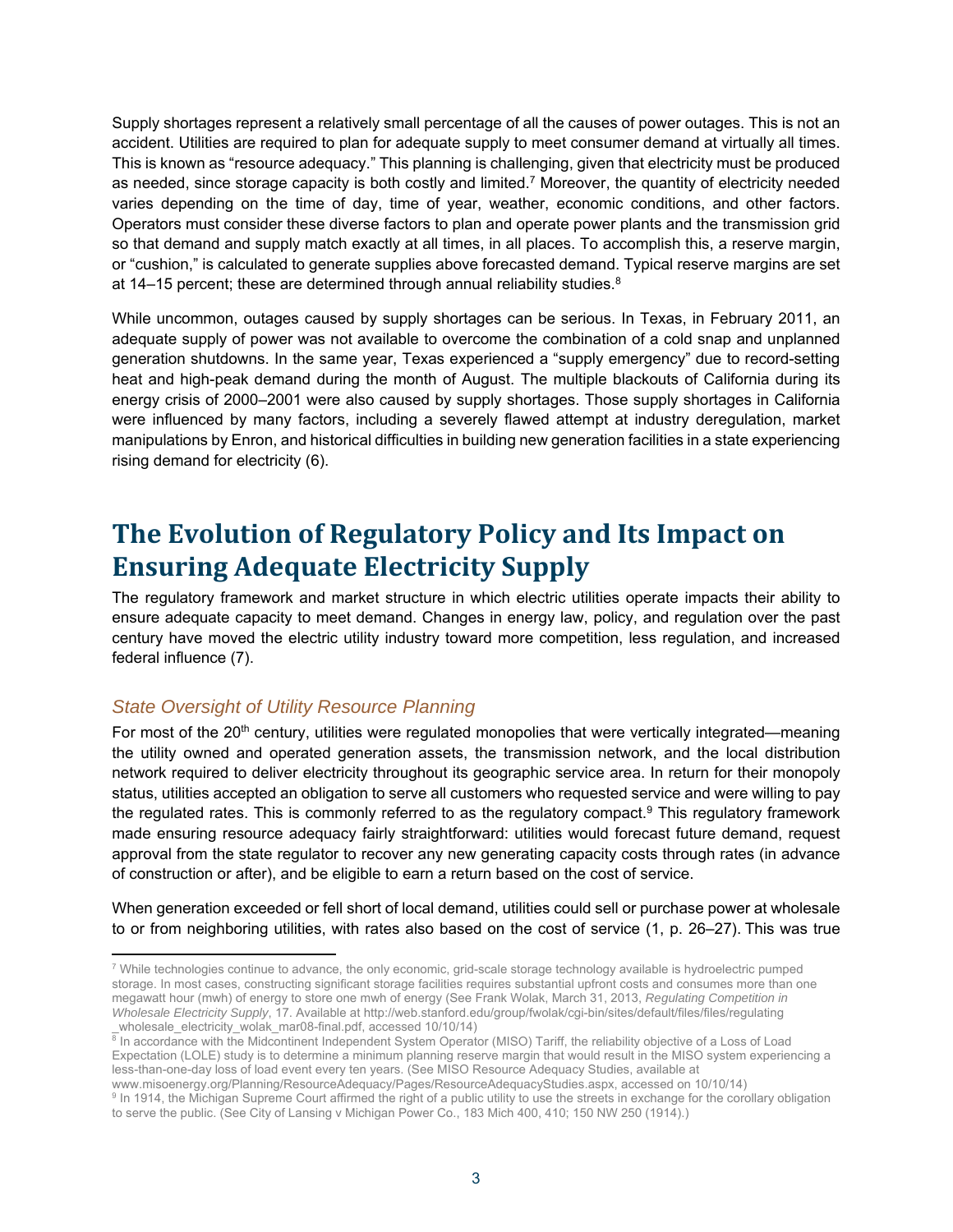Supply shortages represent a relatively small percentage of all the causes of power outages. This is not an accident. Utilities are required to plan for adequate supply to meet consumer demand at virtually all times. This is known as "resource adequacy." This planning is challenging, given that electricity must be produced as needed, since storage capacity is both costly and limited.[7] Moreover, the quantity of electricity needed varies depending on the time of day, time of year, weather, economic conditions, and other factors. Operators must consider these diverse factors to plan and operate power plants and the transmission grid so that demand and supply match exactly at all times, in all places. To accomplish this, a reserve margin, or "cushion," is calculated to generate supplies above forecasted demand. Typical reserve margins are set at 14–15 percent; these are determined through annual reliability studies.[8]

While uncommon, outages caused by supply shortages can be serious. In Texas, in February 2011, an adequate supply of power was not available to overcome the combination of a cold snap and unplanned generation shutdowns. In the same year, Texas experienced a "supply emergency" due to record-setting heat and high-peak demand during the month of August. The multiple blackouts of California during its energy crisis of 2000–2001 were also caused by supply shortages. Those supply shortages in California were influenced by many factors, including a severely flawed attempt at industry deregulation, market manipulations by Enron, and historical difficulties in building new generation facilities in a state experiencing rising demand for electricity (6).

# The Evolution of Regulatory Policy and Its Impact on Ensuring Adequate Electricity Supply

The regulatory framework and market structure in which electric utilities operate impacts their ability to ensure adequate capacity to meet demand. Changes in energy law, policy, and regulation over the past century have moved the electric utility industry toward more competition, less regulation, and increased federal influence (7).

## *State Oversight of Utility Resource Planning*

For most of the 20th century, utilities were regulated monopolies that were vertically integrated—meaning the utility owned and operated generation assets, the transmission network, and the local distribution network required to deliver electricity throughout its geographic service area. In return for their monopoly status, utilities accepted an obligation to serve all customers who requested service and were willing to pay the regulated rates. This is commonly referred to as the regulatory compact.[9] This regulatory framework made ensuring resource adequacy fairly straightforward: utilities would forecast future demand, request approval from the state regulator to recover any new generating capacity costs through rates (in advance of construction or after), and be eligible to earn a return based on the cost of service.

When generation exceeded or fell short of local demand, utilities could sell or purchase power at wholesale to or from neighboring utilities, with rates also based on the cost of service (1, p. 26–27). This was true

---

[7] While technologies continue to advance, the only economic, grid-scale storage technology available is hydroelectric pumped storage. In most cases, constructing significant storage facilities requires substantial upfront costs and consumes more than one megawatt hour (mwh) of energy to store one mwh of energy (See Frank Wolak, March 31, 2013, *Regulating Competition in Wholesale Electricity Supply*, 17. Available at http://web.stanford.edu/group/fwolak/cgi-bin/sites/default/files/files/regulating_wholesale_electricity_wolak_mar08-final.pdf, accessed 10/10/14)

[8] In accordance with the Midcontinent Independent System Operator (MISO) Tariff, the reliability objective of a Loss of Load Expectation (LOLE) study is to determine a minimum planning reserve margin that would result in the MISO system experiencing a less-than-one-day loss of load event every ten years. (See MISO Resource Adequacy Studies, available at www.misoenergy.org/Planning/ResourceAdequacy/Pages/ResourceAdequacyStudies.aspx, accessed on 10/10/14)

[9] In 1914, the Michigan Supreme Court affirmed the right of a public utility to use the streets in exchange for the corollary obligation to serve the public. (See City of Lansing v Michigan Power Co., 183 Mich 400, 410; 150 NW 250 (1914).)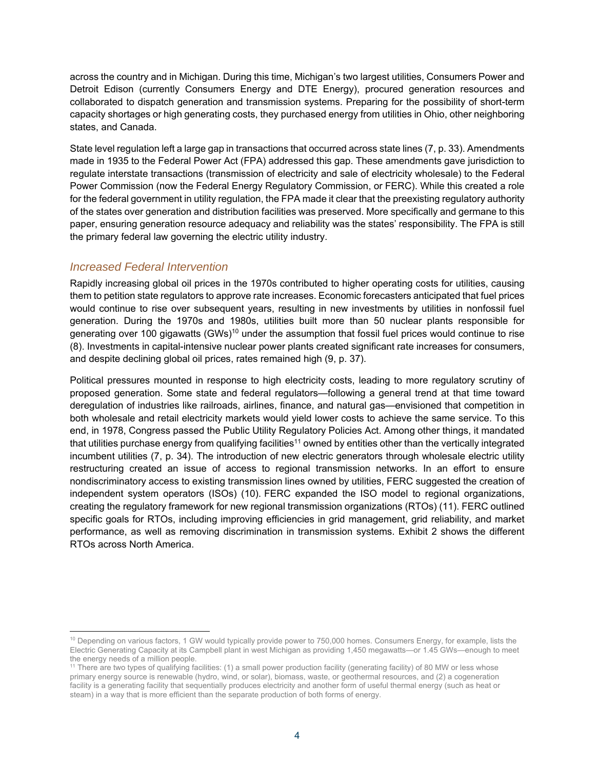across the country and in Michigan. During this time, Michigan's two largest utilities, Consumers Power and Detroit Edison (currently Consumers Energy and DTE Energy), procured generation resources and collaborated to dispatch generation and transmission systems. Preparing for the possibility of short-term capacity shortages or high generating costs, they purchased energy from utilities in Ohio, other neighboring states, and Canada.

State level regulation left a large gap in transactions that occurred across state lines (7, p. 33). Amendments made in 1935 to the Federal Power Act (FPA) addressed this gap. These amendments gave jurisdiction to regulate interstate transactions (transmission of electricity and sale of electricity wholesale) to the Federal Power Commission (now the Federal Energy Regulatory Commission, or FERC). While this created a role for the federal government in utility regulation, the FPA made it clear that the preexisting regulatory authority of the states over generation and distribution facilities was preserved. More specifically and germane to this paper, ensuring generation resource adequacy and reliability was the states' responsibility. The FPA is still the primary federal law governing the electric utility industry.

### *Increased Federal Intervention*

Rapidly increasing global oil prices in the 1970s contributed to higher operating costs for utilities, causing them to petition state regulators to approve rate increases. Economic forecasters anticipated that fuel prices would continue to rise over subsequent years, resulting in new investments by utilities in nonfossil fuel generation. During the 1970s and 1980s, utilities built more than 50 nuclear plants responsible for generating over 100 gigawatts (GWs)[10] under the assumption that fossil fuel prices would continue to rise (8). Investments in capital-intensive nuclear power plants created significant rate increases for consumers, and despite declining global oil prices, rates remained high (9, p. 37).

Political pressures mounted in response to high electricity costs, leading to more regulatory scrutiny of proposed generation. Some state and federal regulators—following a general trend at that time toward deregulation of industries like railroads, airlines, finance, and natural gas—envisioned that competition in both wholesale and retail electricity markets would yield lower costs to achieve the same service. To this end, in 1978, Congress passed the Public Utility Regulatory Policies Act. Among other things, it mandated that utilities purchase energy from qualifying facilities[11] owned by entities other than the vertically integrated incumbent utilities (7, p. 34). The introduction of new electric generators through wholesale electric utility restructuring created an issue of access to regional transmission networks. In an effort to ensure nondiscriminatory access to existing transmission lines owned by utilities, FERC suggested the creation of independent system operators (ISOs) (10). FERC expanded the ISO model to regional organizations, creating the regulatory framework for new regional transmission organizations (RTOs) (11). FERC outlined specific goals for RTOs, including improving efficiencies in grid management, grid reliability, and market performance, as well as removing discrimination in transmission systems. Exhibit 2 shows the different RTOs across North America.

---

[10] Depending on various factors, 1 GW would typically provide power to 750,000 homes. Consumers Energy, for example, lists the Electric Generating Capacity at its Campbell plant in west Michigan as providing 1,450 megawatts—or 1.45 GWs—enough to meet the energy needs of a million people.

[11] There are two types of qualifying facilities: (1) a small power production facility (generating facility) of 80 MW or less whose primary energy source is renewable (hydro, wind, or solar), biomass, waste, or geothermal resources, and (2) a cogeneration facility is a generating facility that sequentially produces electricity and another form of useful thermal energy (such as heat or steam) in a way that is more efficient than the separate production of both forms of energy.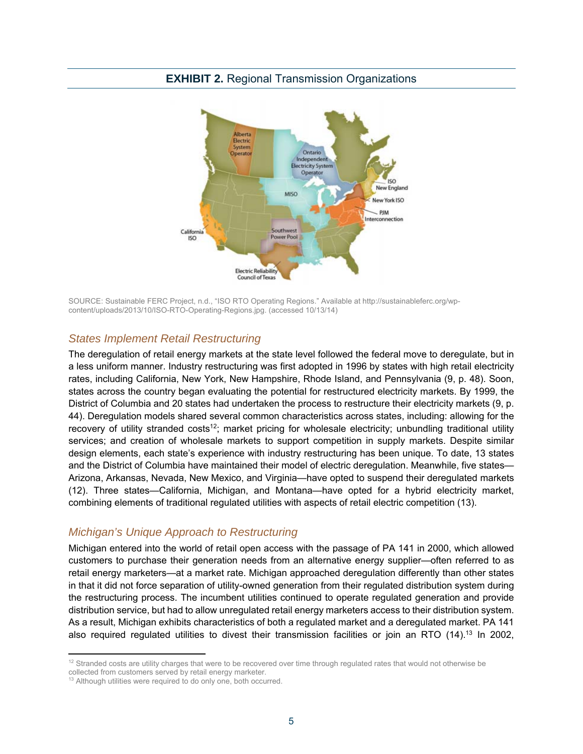**EXHIBIT 2.** Regional Transmission Organizations

SOURCE: Sustainable FERC Project, n.d., "ISO RTO Operating Regions." Available at http://sustainableferc.org/wp-content/uploads/2013/10/ISO-RTO-Operating-Regions.jpg. (accessed 10/13/14)

## *States Implement Retail Restructuring*

The deregulation of retail energy markets at the state level followed the federal move to deregulate, but in a less uniform manner. Industry restructuring was first adopted in 1996 by states with high retail electricity rates, including California, New York, New Hampshire, Rhode Island, and Pennsylvania (9, p. 48). Soon, states across the country began evaluating the potential for restructured electricity markets. By 1999, the District of Columbia and 20 states had undertaken the process to restructure their electricity markets (9, p. 44). Deregulation models shared several common characteristics across states, including: allowing for the recovery of utility stranded costs[12]; market pricing for wholesale electricity; unbundling traditional utility services; and creation of wholesale markets to support competition in supply markets. Despite similar design elements, each state's experience with industry restructuring has been unique. To date, 13 states and the District of Columbia have maintained their model of electric deregulation. Meanwhile, five states—Arizona, Arkansas, Nevada, New Mexico, and Virginia—have opted to suspend their deregulated markets (12). Three states—California, Michigan, and Montana—have opted for a hybrid electricity market, combining elements of traditional regulated utilities with aspects of retail electric competition (13).

## *Michigan's Unique Approach to Restructuring*

Michigan entered into the world of retail open access with the passage of PA 141 in 2000, which allowed customers to purchase their generation needs from an alternative energy supplier—often referred to as retail energy marketers—at a market rate. Michigan approached deregulation differently than other states in that it did not force separation of utility-owned generation from their regulated distribution system during the restructuring process. The incumbent utilities continued to operate regulated generation and provide distribution service, but had to allow unregulated retail energy marketers access to their distribution system. As a result, Michigan exhibits characteristics of both a regulated market and a deregulated market. PA 141 also required regulated utilities to divest their transmission facilities or join an RTO (14).[13] In 2002,

[12] Stranded costs are utility charges that were to be recovered over time through regulated rates that would not otherwise be collected from customers served by retail energy marketer.

[13] Although utilities were required to do only one, both occurred.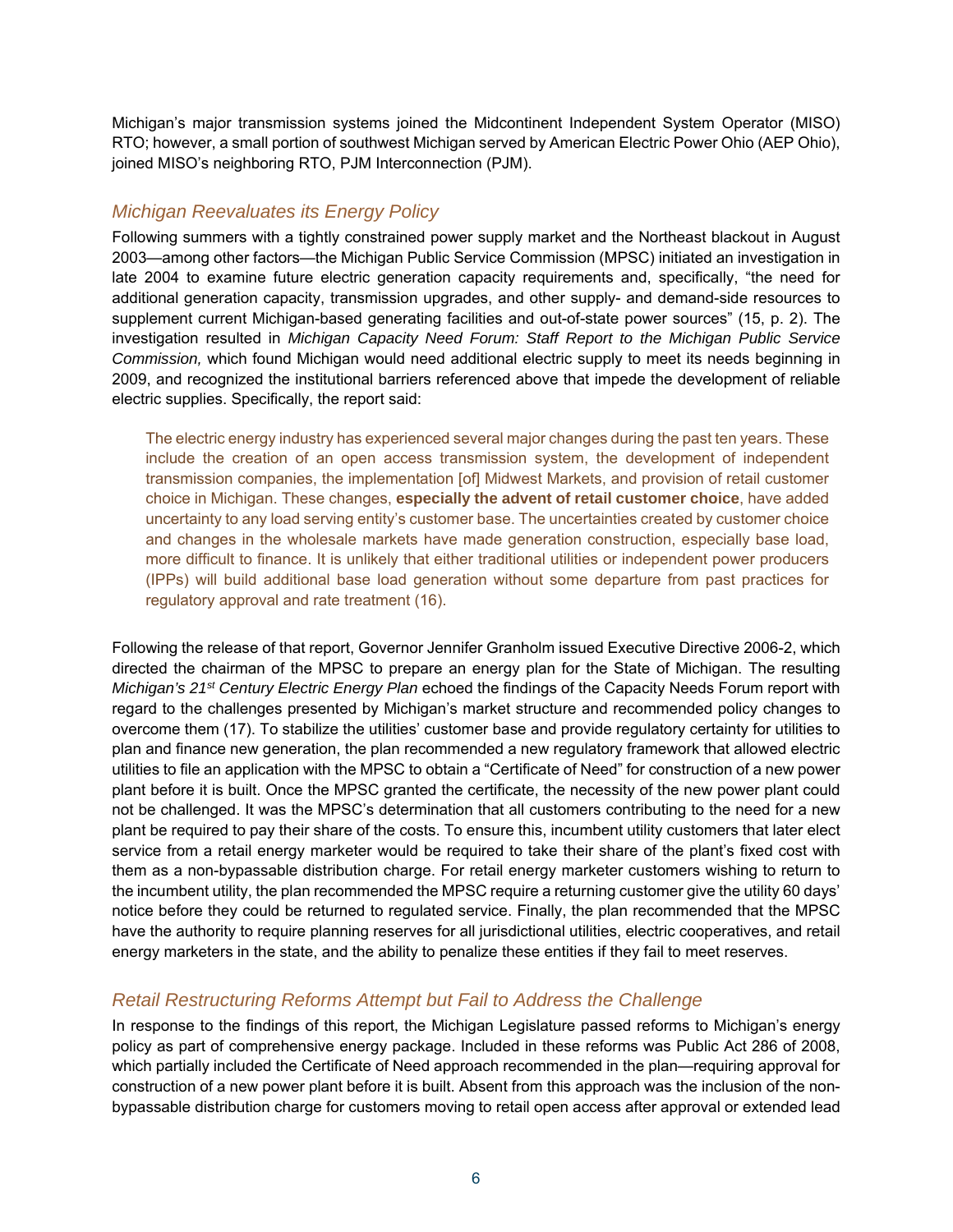Michigan's major transmission systems joined the Midcontinent Independent System Operator (MISO) RTO; however, a small portion of southwest Michigan served by American Electric Power Ohio (AEP Ohio), joined MISO's neighboring RTO, PJM Interconnection (PJM).

### *Michigan Reevaluates its Energy Policy*

Following summers with a tightly constrained power supply market and the Northeast blackout in August 2003—among other factors—the Michigan Public Service Commission (MPSC) initiated an investigation in late 2004 to examine future electric generation capacity requirements and, specifically, "the need for additional generation capacity, transmission upgrades, and other supply- and demand-side resources to supplement current Michigan-based generating facilities and out-of-state power sources" (15, p. 2). The investigation resulted in *Michigan Capacity Need Forum: Staff Report to the Michigan Public Service Commission,* which found Michigan would need additional electric supply to meet its needs beginning in 2009, and recognized the institutional barriers referenced above that impede the development of reliable electric supplies. Specifically, the report said:

> The electric energy industry has experienced several major changes during the past ten years. These include the creation of an open access transmission system, the development of independent transmission companies, the implementation [of] Midwest Markets, and provision of retail customer choice in Michigan. These changes, **especially the advent of retail customer choice**, have added uncertainty to any load serving entity's customer base. The uncertainties created by customer choice and changes in the wholesale markets have made generation construction, especially base load, more difficult to finance. It is unlikely that either traditional utilities or independent power producers (IPPs) will build additional base load generation without some departure from past practices for regulatory approval and rate treatment (16).

Following the release of that report, Governor Jennifer Granholm issued Executive Directive 2006-2, which directed the chairman of the MPSC to prepare an energy plan for the State of Michigan. The resulting *Michigan's 21st Century Electric Energy Plan* echoed the findings of the Capacity Needs Forum report with regard to the challenges presented by Michigan's market structure and recommended policy changes to overcome them (17). To stabilize the utilities' customer base and provide regulatory certainty for utilities to plan and finance new generation, the plan recommended a new regulatory framework that allowed electric utilities to file an application with the MPSC to obtain a "Certificate of Need" for construction of a new power plant before it is built. Once the MPSC granted the certificate, the necessity of the new power plant could not be challenged. It was the MPSC's determination that all customers contributing to the need for a new plant be required to pay their share of the costs. To ensure this, incumbent utility customers that later elect service from a retail energy marketer would be required to take their share of the plant's fixed cost with them as a non-bypassable distribution charge. For retail energy marketer customers wishing to return to the incumbent utility, the plan recommended the MPSC require a returning customer give the utility 60 days' notice before they could be returned to regulated service. Finally, the plan recommended that the MPSC have the authority to require planning reserves for all jurisdictional utilities, electric cooperatives, and retail energy marketers in the state, and the ability to penalize these entities if they fail to meet reserves.

### *Retail Restructuring Reforms Attempt but Fail to Address the Challenge*

In response to the findings of this report, the Michigan Legislature passed reforms to Michigan's energy policy as part of comprehensive energy package. Included in these reforms was Public Act 286 of 2008, which partially included the Certificate of Need approach recommended in the plan—requiring approval for construction of a new power plant before it is built. Absent from this approach was the inclusion of the non-bypassable distribution charge for customers moving to retail open access after approval or extended lead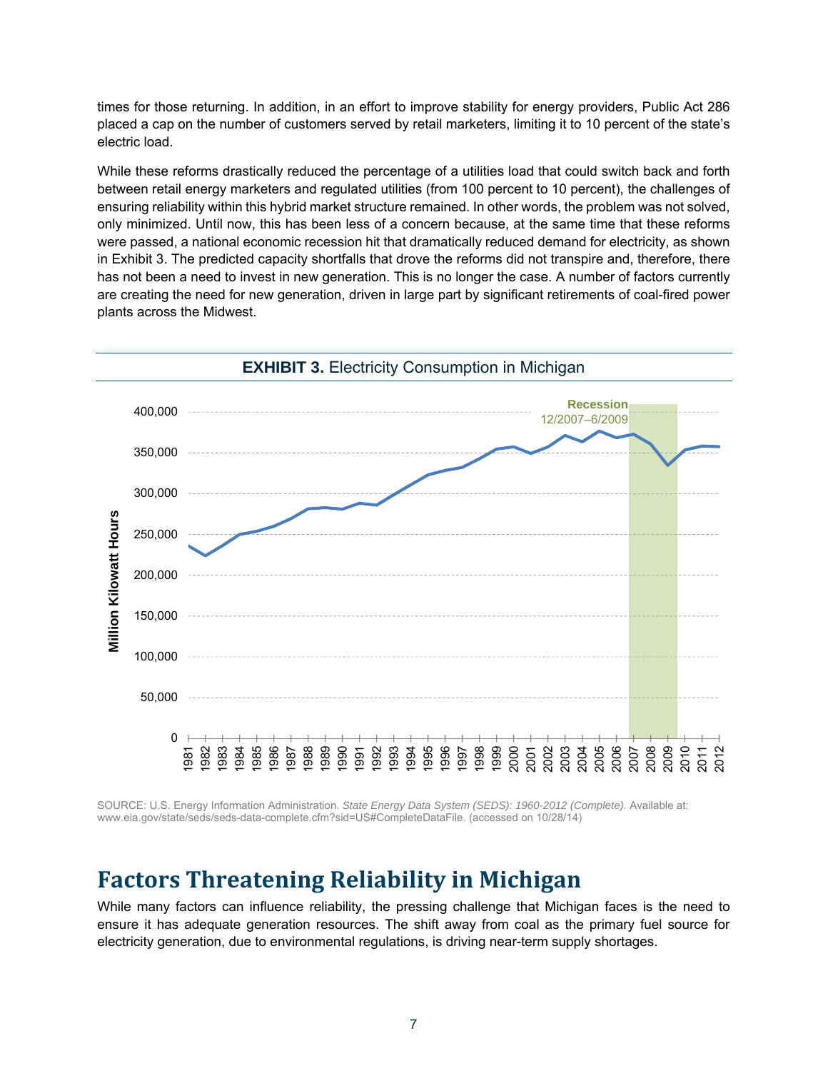times for those returning. In addition, in an effort to improve stability for energy providers, Public Act 286 placed a cap on the number of customers served by retail marketers, limiting it to 10 percent of the state's electric load.

While these reforms drastically reduced the percentage of a utilities load that could switch back and forth between retail energy marketers and regulated utilities (from 100 percent to 10 percent), the challenges of ensuring reliability within this hybrid market structure remained. In other words, the problem was not solved, only minimized. Until now, this has been less of a concern because, at the same time that these reforms were passed, a national economic recession hit that dramatically reduced demand for electricity, as shown in Exhibit 3. The predicted capacity shortfalls that drove the reforms did not transpire and, therefore, there has not been a need to invest in new generation. This is no longer the case. A number of factors currently are creating the need for new generation, driven in large part by significant retirements of coal-fired power plants across the Midwest.

**EXHIBIT 3.** Electricity Consumption in Michigan

SOURCE: U.S. Energy Information Administration. *State Energy Data System (SEDS): 1960-2012 (Complete).* Available at: www.eia.gov/state/seds/seds-data-complete.cfm?sid=US#CompleteDataFile. (accessed on 10/28/14)

## Factors Threatening Reliability in Michigan

While many factors can influence reliability, the pressing challenge that Michigan faces is the need to ensure it has adequate generation resources. The shift away from coal as the primary fuel source for electricity generation, due to environmental regulations, is driving near-term supply shortages.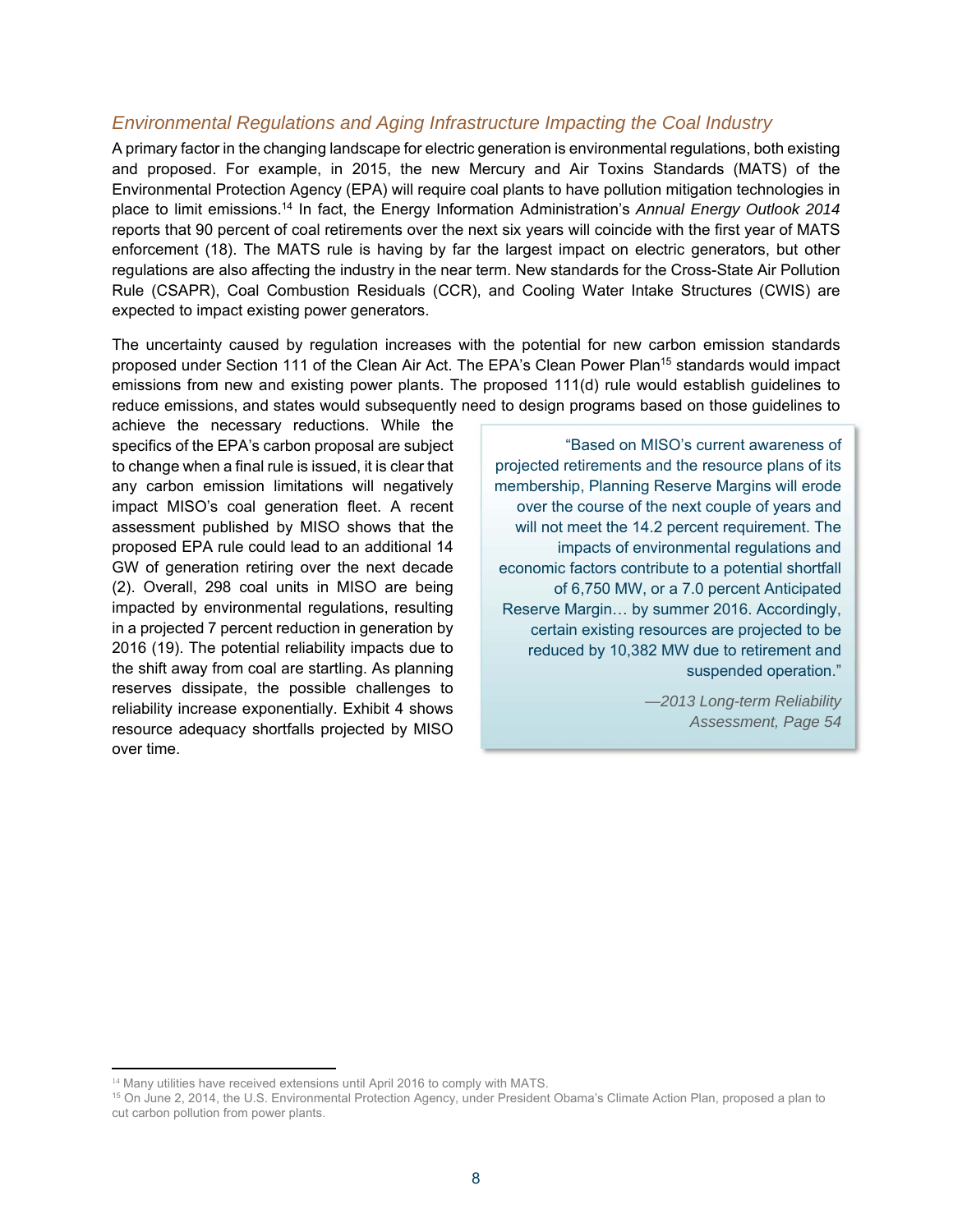### *Environmental Regulations and Aging Infrastructure Impacting the Coal Industry*

A primary factor in the changing landscape for electric generation is environmental regulations, both existing and proposed. For example, in 2015, the new Mercury and Air Toxins Standards (MATS) of the Environmental Protection Agency (EPA) will require coal plants to have pollution mitigation technologies in place to limit emissions.[14] In fact, the Energy Information Administration's *Annual Energy Outlook 2014* reports that 90 percent of coal retirements over the next six years will coincide with the first year of MATS enforcement (18). The MATS rule is having by far the largest impact on electric generators, but other regulations are also affecting the industry in the near term. New standards for the Cross-State Air Pollution Rule (CSAPR), Coal Combustion Residuals (CCR), and Cooling Water Intake Structures (CWIS) are expected to impact existing power generators.

The uncertainty caused by regulation increases with the potential for new carbon emission standards proposed under Section 111 of the Clean Air Act. The EPA's Clean Power Plan[15] standards would impact emissions from new and existing power plants. The proposed 111(d) rule would establish guidelines to reduce emissions, and states would subsequently need to design programs based on those guidelines to achieve the necessary reductions. While the specifics of the EPA's carbon proposal are subject to change when a final rule is issued, it is clear that any carbon emission limitations will negatively impact MISO's coal generation fleet. A recent assessment published by MISO shows that the proposed EPA rule could lead to an additional 14 GW of generation retiring over the next decade (2). Overall, 298 coal units in MISO are being impacted by environmental regulations, resulting in a projected 7 percent reduction in generation by 2016 (19). The potential reliability impacts due to the shift away from coal are startling. As planning reserves dissipate, the possible challenges to reliability increase exponentially. Exhibit 4 shows resource adequacy shortfalls projected by MISO over time.

> "Based on MISO's current awareness of projected retirements and the resource plans of its membership, Planning Reserve Margins will erode over the course of the next couple of years and will not meet the 14.2 percent requirement. The impacts of environmental regulations and economic factors contribute to a potential shortfall of 6,750 MW, or a 7.0 percent Anticipated Reserve Margin… by summer 2016. Accordingly, certain existing resources are projected to be reduced by 10,382 MW due to retirement and suspended operation."
>
> *—2013 Long-term Reliability Assessment, Page 54*

---

[14] Many utilities have received extensions until April 2016 to comply with MATS.

[15] On June 2, 2014, the U.S. Environmental Protection Agency, under President Obama's Climate Action Plan, proposed a plan to cut carbon pollution from power plants.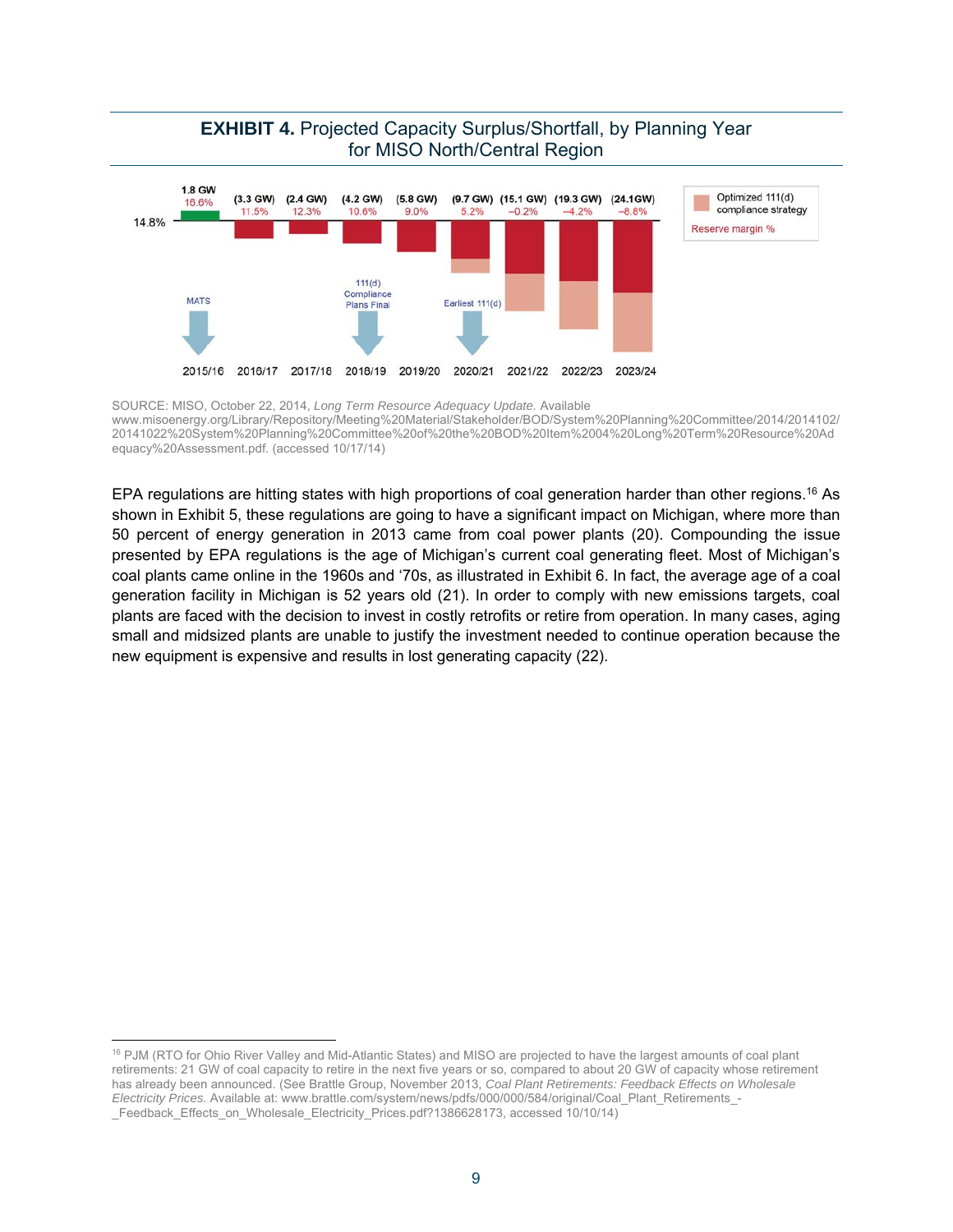**EXHIBIT 4.** Projected Capacity Surplus/Shortfall, by Planning Year for MISO North/Central Region

| Planning Year | 2015/16 | 2016/17 | 2017/18 | 2018/19 | 2019/20 | 2020/21 | 2021/22 | 2022/23 | 2023/24 |
|---|---|---|---|---|---|---|---|---|---|
| Surplus/(Shortfall) | 1.8 GW | (3.3 GW) | (2.4 GW) | (4.2 GW) | (5.8 GW) | (9.7 GW) | (15.1 GW) | (19.3 GW) | (24.1GW) |
| Reserve margin % | 16.6% | 11.5% | 12.3% | 10.6% | 9.0% | 5.2% | −0.2% | −4.2% | −8.8% |

Target reserve margin: 14.8%. Milestones: MATS (2015/16); 111(d) Compliance Plans Final (2018/19); Earliest 111(d) (2020/21). Legend: Optimized 111(d) compliance strategy; Reserve margin %.

SOURCE: MISO, October 22, 2014, *Long Term Resource Adequacy Update.* Available www.misoenergy.org/Library/Repository/Meeting%20Material/Stakeholder/BOD/System%20Planning%20Committee/2014/2014102/20141022%20System%20Planning%20Committee%20of%20the%20BOD%20Item%2004%20Long%20Term%20Resource%20Adequacy%20Assessment.pdf. (accessed 10/17/14)

EPA regulations are hitting states with high proportions of coal generation harder than other regions.[16] As shown in Exhibit 5, these regulations are going to have a significant impact on Michigan, where more than 50 percent of energy generation in 2013 came from coal power plants (20). Compounding the issue presented by EPA regulations is the age of Michigan's current coal generating fleet. Most of Michigan's coal plants came online in the 1960s and '70s, as illustrated in Exhibit 6. In fact, the average age of a coal generation facility in Michigan is 52 years old (21). In order to comply with new emissions targets, coal plants are faced with the decision to invest in costly retrofits or retire from operation. In many cases, aging small and midsized plants are unable to justify the investment needed to continue operation because the new equipment is expensive and results in lost generating capacity (22).

[16] PJM (RTO for Ohio River Valley and Mid-Atlantic States) and MISO are projected to have the largest amounts of coal plant retirements: 21 GW of coal capacity to retire in the next five years or so, compared to about 20 GW of capacity whose retirement has already been announced. (See Brattle Group, November 2013, *Coal Plant Retirements: Feedback Effects on Wholesale Electricity Prices.* Available at: www.brattle.com/system/news/pdfs/000/000/584/original/Coal_Plant_Retirements_-_Feedback_Effects_on_Wholesale_Electricity_Prices.pdf?1386628173, accessed 10/10/14)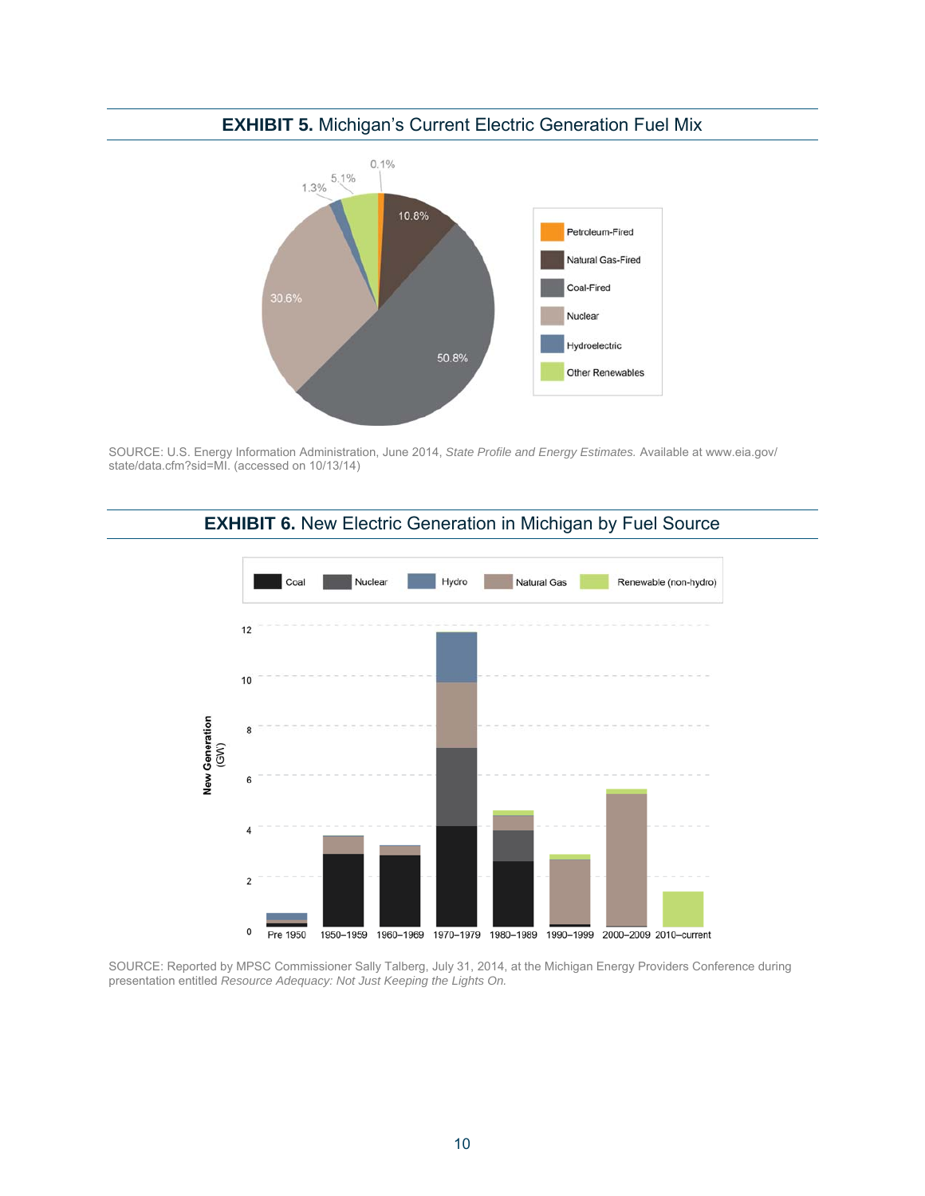**EXHIBIT 5.** Michigan's Current Electric Generation Fuel Mix

SOURCE: U.S. Energy Information Administration, June 2014, *State Profile and Energy Estimates.* Available at www.eia.gov/state/data.cfm?sid=MI. (accessed on 10/13/14)

**EXHIBIT 6.** New Electric Generation in Michigan by Fuel Source

SOURCE: Reported by MPSC Commissioner Sally Talberg, July 31, 2014, at the Michigan Energy Providers Conference during presentation entitled *Resource Adequacy: Not Just Keeping the Lights On.*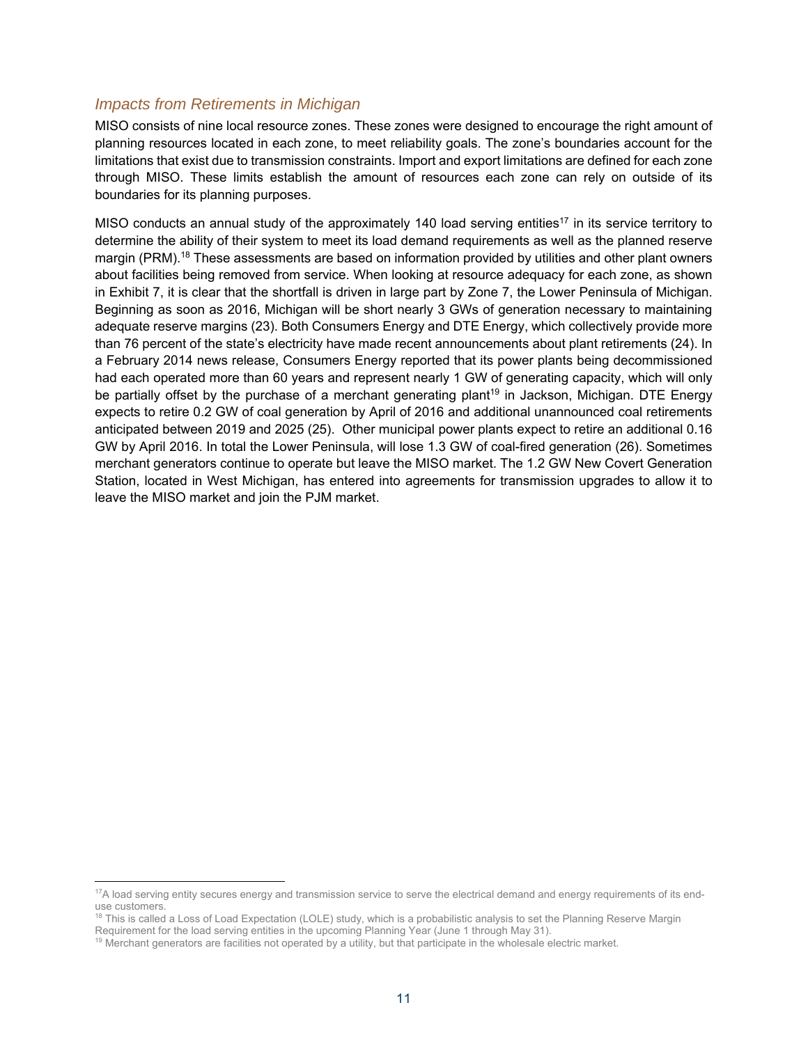### *Impacts from Retirements in Michigan*

MISO consists of nine local resource zones. These zones were designed to encourage the right amount of planning resources located in each zone, to meet reliability goals. The zone's boundaries account for the limitations that exist due to transmission constraints. Import and export limitations are defined for each zone through MISO. These limits establish the amount of resources each zone can rely on outside of its boundaries for its planning purposes.

MISO conducts an annual study of the approximately 140 load serving entities[17] in its service territory to determine the ability of their system to meet its load demand requirements as well as the planned reserve margin (PRM).[18] These assessments are based on information provided by utilities and other plant owners about facilities being removed from service. When looking at resource adequacy for each zone, as shown in Exhibit 7, it is clear that the shortfall is driven in large part by Zone 7, the Lower Peninsula of Michigan. Beginning as soon as 2016, Michigan will be short nearly 3 GWs of generation necessary to maintaining adequate reserve margins (23). Both Consumers Energy and DTE Energy, which collectively provide more than 76 percent of the state's electricity have made recent announcements about plant retirements (24). In a February 2014 news release, Consumers Energy reported that its power plants being decommissioned had each operated more than 60 years and represent nearly 1 GW of generating capacity, which will only be partially offset by the purchase of a merchant generating plant[19] in Jackson, Michigan. DTE Energy expects to retire 0.2 GW of coal generation by April of 2016 and additional unannounced coal retirements anticipated between 2019 and 2025 (25). Other municipal power plants expect to retire an additional 0.16 GW by April 2016. In total the Lower Peninsula, will lose 1.3 GW of coal-fired generation (26). Sometimes merchant generators continue to operate but leave the MISO market. The 1.2 GW New Covert Generation Station, located in West Michigan, has entered into agreements for transmission upgrades to allow it to leave the MISO market and join the PJM market.

---

[17] A load serving entity secures energy and transmission service to serve the electrical demand and energy requirements of its end-use customers.

[18] This is called a Loss of Load Expectation (LOLE) study, which is a probabilistic analysis to set the Planning Reserve Margin Requirement for the load serving entities in the upcoming Planning Year (June 1 through May 31).

[19] Merchant generators are facilities not operated by a utility, but that participate in the wholesale electric market.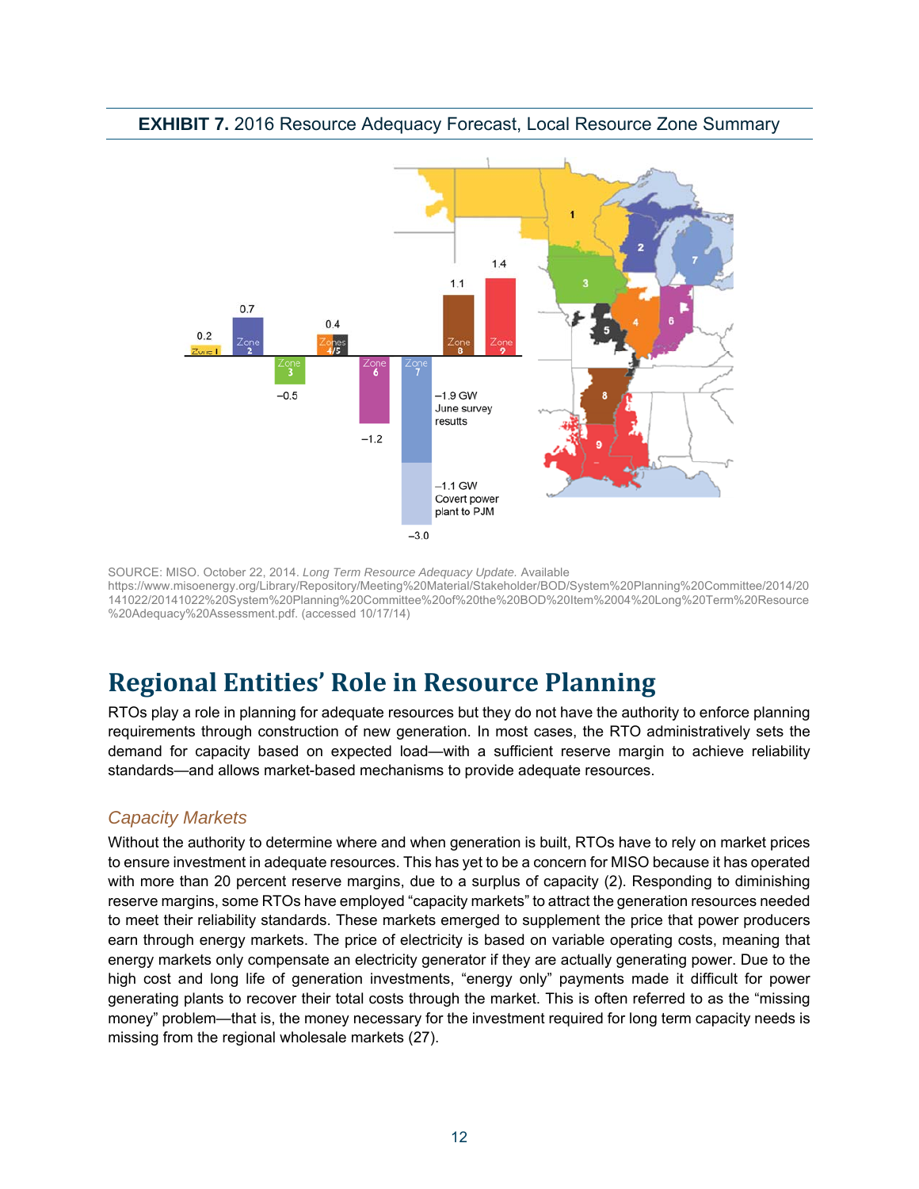**EXHIBIT 7.** 2016 Resource Adequacy Forecast, Local Resource Zone Summary

SOURCE: MISO. October 22, 2014. *Long Term Resource Adequacy Update.* Available https://www.misoenergy.org/Library/Repository/Meeting%20Material/Stakeholder/BOD/System%20Planning%20Committee/2014/20141022/20141022%20System%20Planning%20Committee%20of%20the%20BOD%20Item%2004%20Long%20Term%20Resource%20Adequacy%20Assessment.pdf. (accessed 10/17/14)

# Regional Entities' Role in Resource Planning

RTOs play a role in planning for adequate resources but they do not have the authority to enforce planning requirements through construction of new generation. In most cases, the RTO administratively sets the demand for capacity based on expected load—with a sufficient reserve margin to achieve reliability standards—and allows market-based mechanisms to provide adequate resources.

## *Capacity Markets*

Without the authority to determine where and when generation is built, RTOs have to rely on market prices to ensure investment in adequate resources. This has yet to be a concern for MISO because it has operated with more than 20 percent reserve margins, due to a surplus of capacity (2). Responding to diminishing reserve margins, some RTOs have employed "capacity markets" to attract the generation resources needed to meet their reliability standards. These markets emerged to supplement the price that power producers earn through energy markets. The price of electricity is based on variable operating costs, meaning that energy markets only compensate an electricity generator if they are actually generating power. Due to the high cost and long life of generation investments, "energy only" payments made it difficult for power generating plants to recover their total costs through the market. This is often referred to as the "missing money" problem—that is, the money necessary for the investment required for long term capacity needs is missing from the regional wholesale markets (27).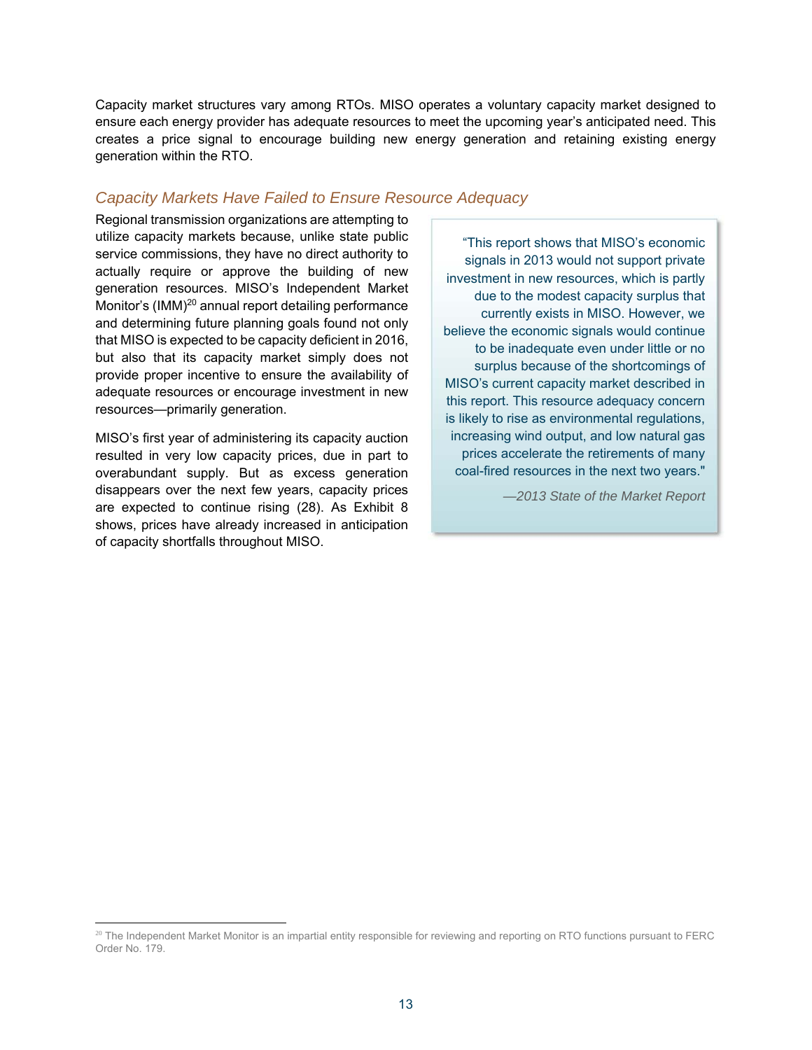Capacity market structures vary among RTOs. MISO operates a voluntary capacity market designed to ensure each energy provider has adequate resources to meet the upcoming year's anticipated need. This creates a price signal to encourage building new energy generation and retaining existing energy generation within the RTO.

### *Capacity Markets Have Failed to Ensure Resource Adequacy*

Regional transmission organizations are attempting to utilize capacity markets because, unlike state public service commissions, they have no direct authority to actually require or approve the building of new generation resources. MISO's Independent Market Monitor's (IMM)[20] annual report detailing performance and determining future planning goals found not only that MISO is expected to be capacity deficient in 2016, but also that its capacity market simply does not provide proper incentive to ensure the availability of adequate resources or encourage investment in new resources—primarily generation.

MISO's first year of administering its capacity auction resulted in very low capacity prices, due in part to overabundant supply. But as excess generation disappears over the next few years, capacity prices are expected to continue rising (28). As Exhibit 8 shows, prices have already increased in anticipation of capacity shortfalls throughout MISO.

> "This report shows that MISO's economic signals in 2013 would not support private investment in new resources, which is partly due to the modest capacity surplus that currently exists in MISO. However, we believe the economic signals would continue to be inadequate even under little or no surplus because of the shortcomings of MISO's current capacity market described in this report. This resource adequacy concern is likely to rise as environmental regulations, increasing wind output, and low natural gas prices accelerate the retirements of many coal-fired resources in the next two years."
>
> *—2013 State of the Market Report*

[20] The Independent Market Monitor is an impartial entity responsible for reviewing and reporting on RTO functions pursuant to FERC Order No. 179.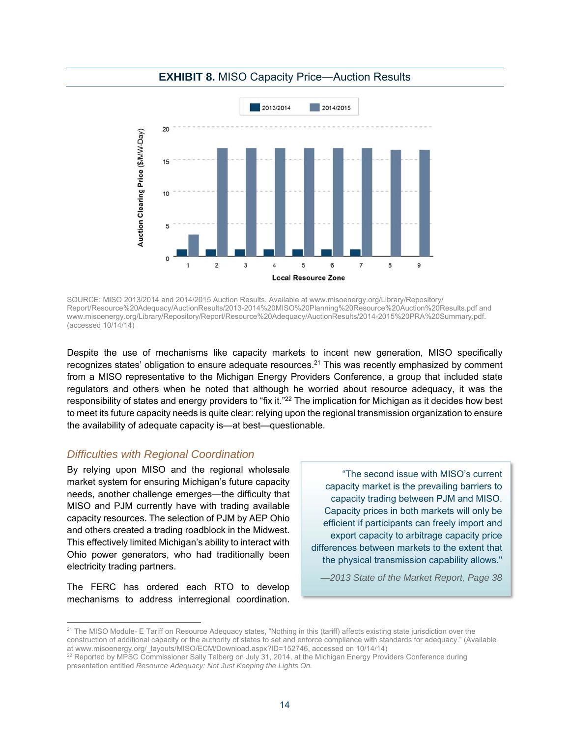**EXHIBIT 8.** MISO Capacity Price—Auction Results

SOURCE: MISO 2013/2014 and 2014/2015 Auction Results. Available at www.misoenergy.org/Library/Repository/Report/Resource%20Adequacy/AuctionResults/2013-2014%20MISO%20Planning%20Resource%20Auction%20Results.pdf and www.misoenergy.org/Library/Repository/Report/Resource%20Adequacy/AuctionResults/2014-2015%20PRA%20Summary.pdf. (accessed 10/14/14)

Despite the use of mechanisms like capacity markets to incent new generation, MISO specifically recognizes states' obligation to ensure adequate resources.[21] This was recently emphasized by comment from a MISO representative to the Michigan Energy Providers Conference, a group that included state regulators and others when he noted that although he worried about resource adequacy, it was the responsibility of states and energy providers to "fix it."[22] The implication for Michigan as it decides how best to meet its future capacity needs is quite clear: relying upon the regional transmission organization to ensure the availability of adequate capacity is—at best—questionable.

## *Difficulties with Regional Coordination*

By relying upon MISO and the regional wholesale market system for ensuring Michigan's future capacity needs, another challenge emerges—the difficulty that MISO and PJM currently have with trading available capacity resources. The selection of PJM by AEP Ohio and others created a trading roadblock in the Midwest. This effectively limited Michigan's ability to interact with Ohio power generators, who had traditionally been electricity trading partners.

> "The second issue with MISO's current capacity market is the prevailing barriers to capacity trading between PJM and MISO. Capacity prices in both markets will only be efficient if participants can freely import and export capacity to arbitrage capacity price differences between markets to the extent that the physical transmission capability allows."
>
> *—2013 State of the Market Report, Page 38*

The FERC has ordered each RTO to develop mechanisms to address interregional coordination.

---

[21] The MISO Module- E Tariff on Resource Adequacy states, "Nothing in this (tariff) affects existing state jurisdiction over the construction of additional capacity or the authority of states to set and enforce compliance with standards for adequacy." (Available at www.misoenergy.org/_layouts/MISO/ECM/Download.aspx?ID=152746, accessed on 10/14/14)

[22] Reported by MPSC Commissioner Sally Talberg on July 31, 2014, at the Michigan Energy Providers Conference during presentation entitled *Resource Adequacy: Not Just Keeping the Lights On.*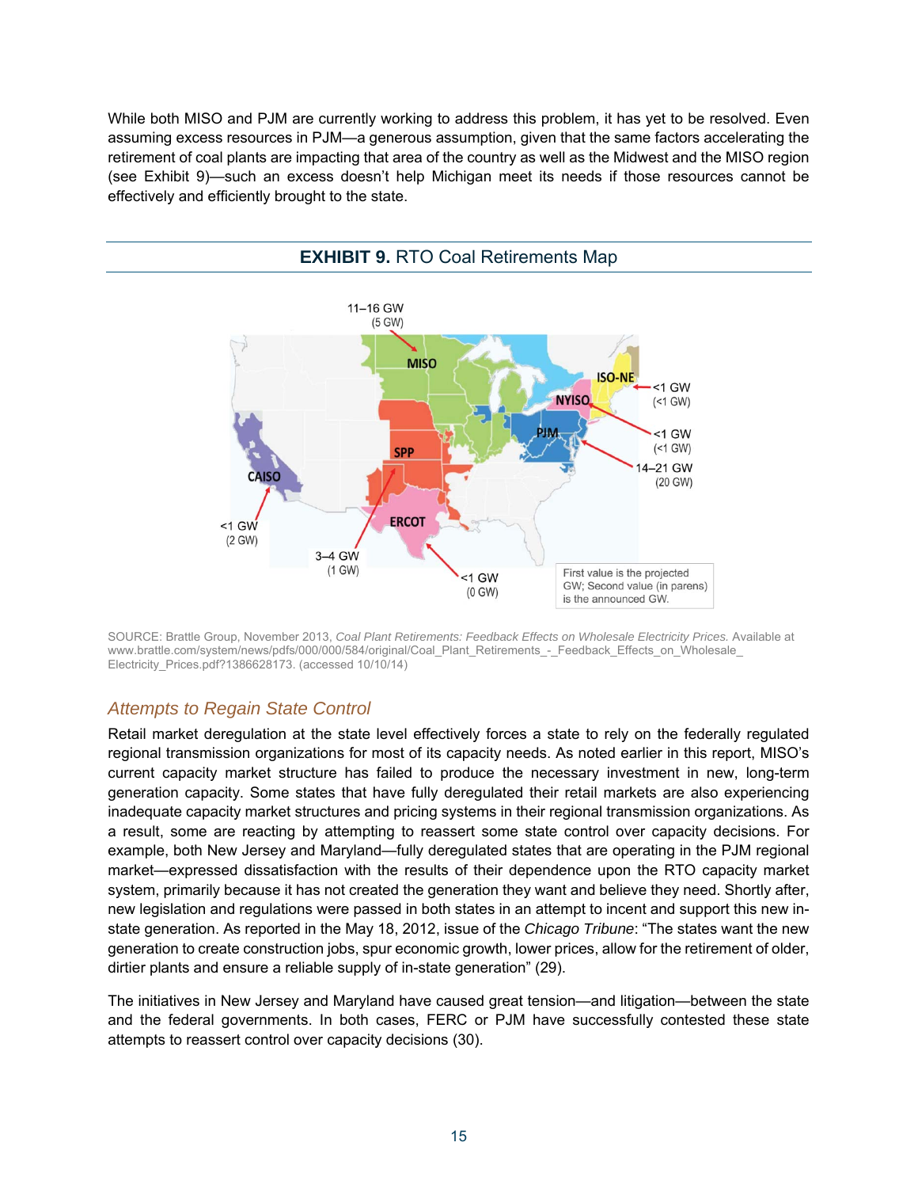While both MISO and PJM are currently working to address this problem, it has yet to be resolved. Even assuming excess resources in PJM—a generous assumption, given that the same factors accelerating the retirement of coal plants are impacting that area of the country as well as the Midwest and the MISO region (see Exhibit 9)—such an excess doesn't help Michigan meet its needs if those resources cannot be effectively and efficiently brought to the state.

**EXHIBIT 9.** RTO Coal Retirements Map

11–16 GW (5 GW) — MISO

<1 GW (<1 GW) — ISO-NE

<1 GW (<1 GW) — NYISO

14–21 GW (20 GW) — PJM

<1 GW (2 GW) — CAISO

3–4 GW (1 GW) — SPP

<1 GW (0 GW) — ERCOT

First value is the projected GW; Second value (in parens) is the announced GW.

SOURCE: Brattle Group, November 2013, *Coal Plant Retirements: Feedback Effects on Wholesale Electricity Prices.* Available at www.brattle.com/system/news/pdfs/000/000/584/original/Coal_Plant_Retirements_-_Feedback_Effects_on_Wholesale_Electricity_Prices.pdf?1386628173. (accessed 10/10/14)

## *Attempts to Regain State Control*

Retail market deregulation at the state level effectively forces a state to rely on the federally regulated regional transmission organizations for most of its capacity needs. As noted earlier in this report, MISO's current capacity market structure has failed to produce the necessary investment in new, long-term generation capacity. Some states that have fully deregulated their retail markets are also experiencing inadequate capacity market structures and pricing systems in their regional transmission organizations. As a result, some are reacting by attempting to reassert some state control over capacity decisions. For example, both New Jersey and Maryland—fully deregulated states that are operating in the PJM regional market—expressed dissatisfaction with the results of their dependence upon the RTO capacity market system, primarily because it has not created the generation they want and believe they need. Shortly after, new legislation and regulations were passed in both states in an attempt to incent and support this new in-state generation. As reported in the May 18, 2012, issue of the *Chicago Tribune*: "The states want the new generation to create construction jobs, spur economic growth, lower prices, allow for the retirement of older, dirtier plants and ensure a reliable supply of in-state generation" (29).

The initiatives in New Jersey and Maryland have caused great tension—and litigation—between the state and the federal governments. In both cases, FERC or PJM have successfully contested these state attempts to reassert control over capacity decisions (30).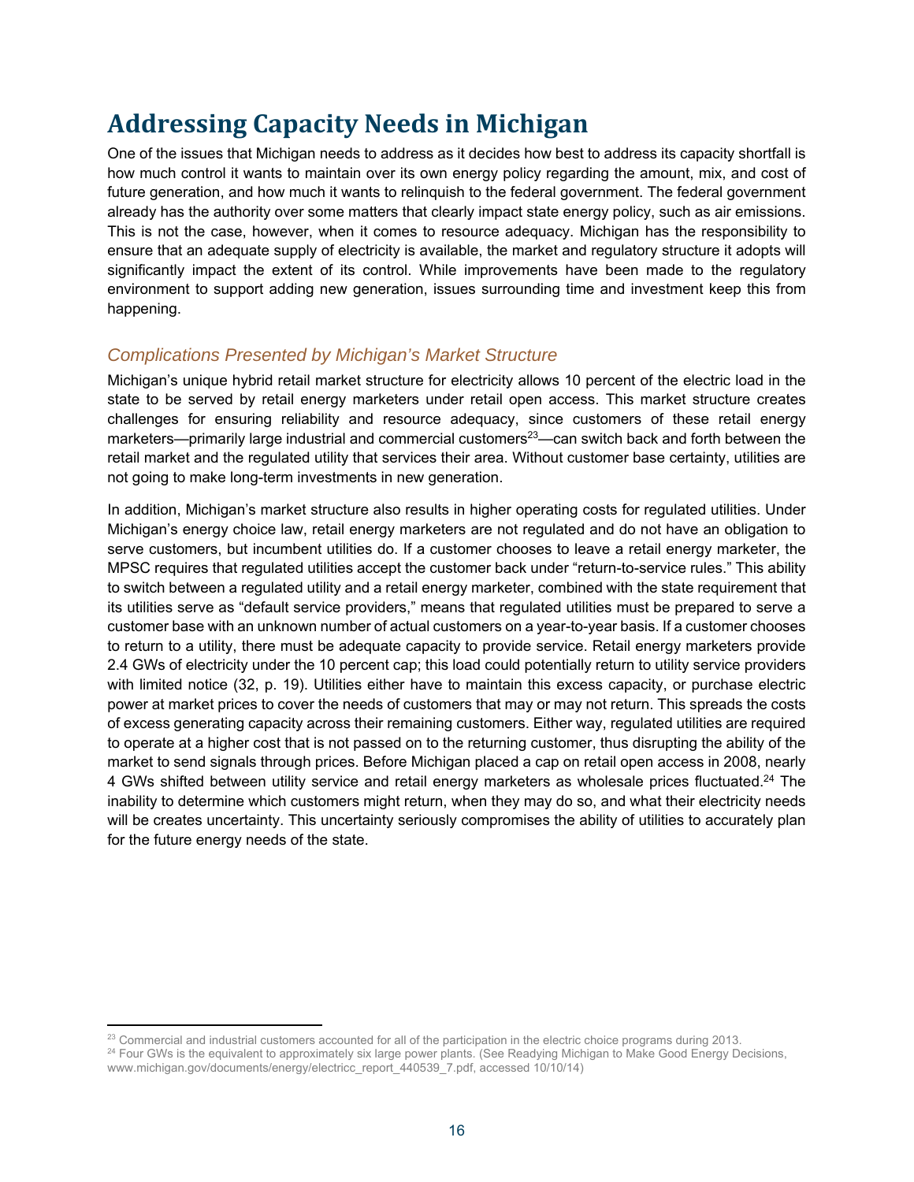# Addressing Capacity Needs in Michigan

One of the issues that Michigan needs to address as it decides how best to address its capacity shortfall is how much control it wants to maintain over its own energy policy regarding the amount, mix, and cost of future generation, and how much it wants to relinquish to the federal government. The federal government already has the authority over some matters that clearly impact state energy policy, such as air emissions. This is not the case, however, when it comes to resource adequacy. Michigan has the responsibility to ensure that an adequate supply of electricity is available, the market and regulatory structure it adopts will significantly impact the extent of its control. While improvements have been made to the regulatory environment to support adding new generation, issues surrounding time and investment keep this from happening.

## *Complications Presented by Michigan's Market Structure*

Michigan's unique hybrid retail market structure for electricity allows 10 percent of the electric load in the state to be served by retail energy marketers under retail open access. This market structure creates challenges for ensuring reliability and resource adequacy, since customers of these retail energy marketers—primarily large industrial and commercial customers[23]—can switch back and forth between the retail market and the regulated utility that services their area. Without customer base certainty, utilities are not going to make long-term investments in new generation.

In addition, Michigan's market structure also results in higher operating costs for regulated utilities. Under Michigan's energy choice law, retail energy marketers are not regulated and do not have an obligation to serve customers, but incumbent utilities do. If a customer chooses to leave a retail energy marketer, the MPSC requires that regulated utilities accept the customer back under "return-to-service rules." This ability to switch between a regulated utility and a retail energy marketer, combined with the state requirement that its utilities serve as "default service providers," means that regulated utilities must be prepared to serve a customer base with an unknown number of actual customers on a year-to-year basis. If a customer chooses to return to a utility, there must be adequate capacity to provide service. Retail energy marketers provide 2.4 GWs of electricity under the 10 percent cap; this load could potentially return to utility service providers with limited notice (32, p. 19). Utilities either have to maintain this excess capacity, or purchase electric power at market prices to cover the needs of customers that may or may not return. This spreads the costs of excess generating capacity across their remaining customers. Either way, regulated utilities are required to operate at a higher cost that is not passed on to the returning customer, thus disrupting the ability of the market to send signals through prices. Before Michigan placed a cap on retail open access in 2008, nearly 4 GWs shifted between utility service and retail energy marketers as wholesale prices fluctuated.[24] The inability to determine which customers might return, when they may do so, and what their electricity needs will be creates uncertainty. This uncertainty seriously compromises the ability of utilities to accurately plan for the future energy needs of the state.

---

[23] Commercial and industrial customers accounted for all of the participation in the electric choice programs during 2013.

[24] Four GWs is the equivalent to approximately six large power plants. (See Readying Michigan to Make Good Energy Decisions, www.michigan.gov/documents/energy/electricc_report_440539_7.pdf, accessed 10/10/14)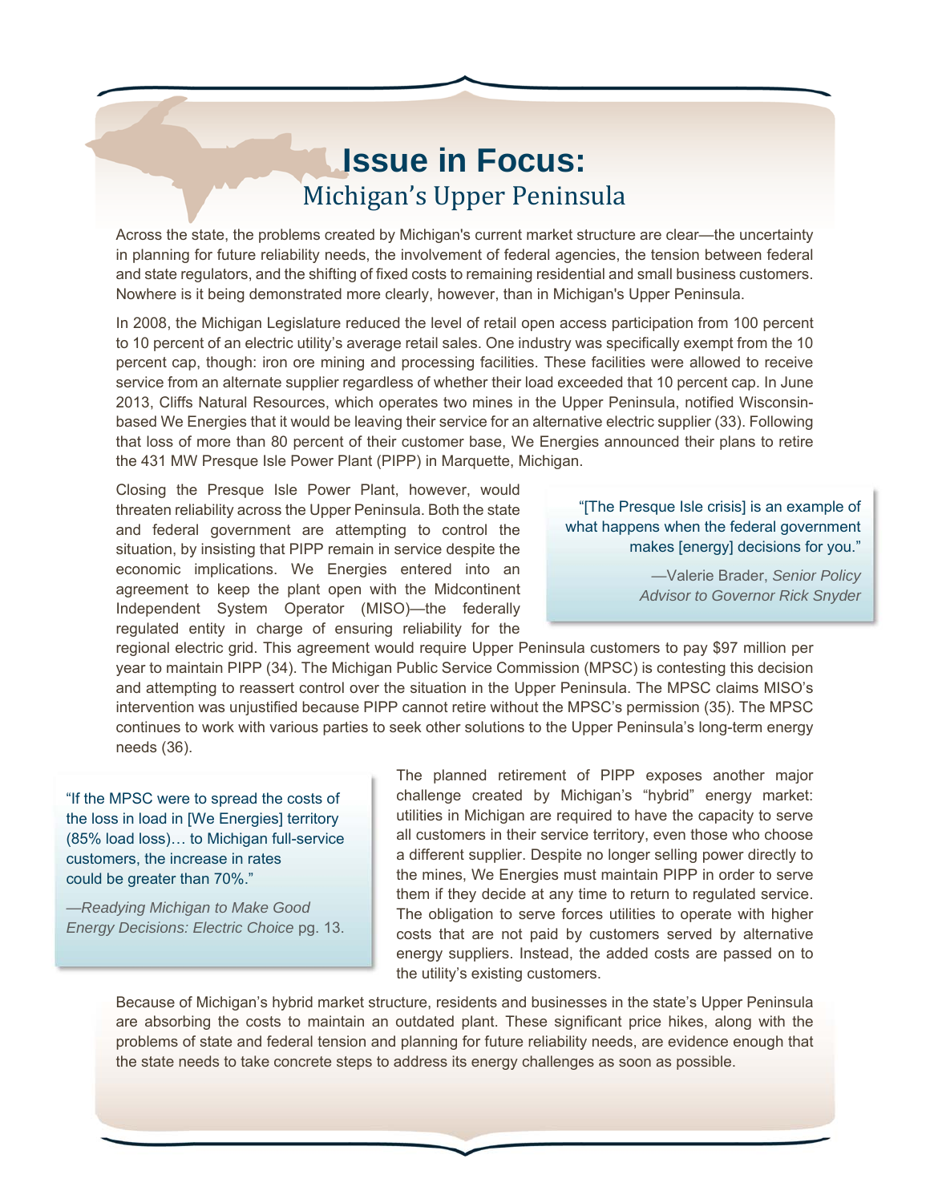# Issue in Focus:

## Michigan's Upper Peninsula

Across the state, the problems created by Michigan's current market structure are clear—the uncertainty in planning for future reliability needs, the involvement of federal agencies, the tension between federal and state regulators, and the shifting of fixed costs to remaining residential and small business customers. Nowhere is it being demonstrated more clearly, however, than in Michigan's Upper Peninsula.

In 2008, the Michigan Legislature reduced the level of retail open access participation from 100 percent to 10 percent of an electric utility's average retail sales. One industry was specifically exempt from the 10 percent cap, though: iron ore mining and processing facilities. These facilities were allowed to receive service from an alternate supplier regardless of whether their load exceeded that 10 percent cap. In June 2013, Cliffs Natural Resources, which operates two mines in the Upper Peninsula, notified Wisconsin-based We Energies that it would be leaving their service for an alternative electric supplier (33). Following that loss of more than 80 percent of their customer base, We Energies announced their plans to retire the 431 MW Presque Isle Power Plant (PIPP) in Marquette, Michigan.

Closing the Presque Isle Power Plant, however, would threaten reliability across the Upper Peninsula. Both the state and federal government are attempting to control the situation, by insisting that PIPP remain in service despite the economic implications. We Energies entered into an agreement to keep the plant open with the Midcontinent Independent System Operator (MISO)—the federally regulated entity in charge of ensuring reliability for the regional electric grid. This agreement would require Upper Peninsula customers to pay $97 million per year to maintain PIPP (34). The Michigan Public Service Commission (MPSC) is contesting this decision and attempting to reassert control over the situation in the Upper Peninsula. The MPSC claims MISO's intervention was unjustified because PIPP cannot retire without the MPSC's permission (35). The MPSC continues to work with various parties to seek other solutions to the Upper Peninsula's long-term energy needs (36).

> "[The Presque Isle crisis] is an example of what happens when the federal government makes [energy] decisions for you."
>
> —Valerie Brader, *Senior Policy Advisor to Governor Rick Snyder*

The planned retirement of PIPP exposes another major challenge created by Michigan's "hybrid" energy market: utilities in Michigan are required to have the capacity to serve all customers in their service territory, even those who choose a different supplier. Despite no longer selling power directly to the mines, We Energies must maintain PIPP in order to serve them if they decide at any time to return to regulated service. The obligation to serve forces utilities to operate with higher costs that are not paid by customers served by alternative energy suppliers. Instead, the added costs are passed on to the utility's existing customers.

> "If the MPSC were to spread the costs of the loss in load in [We Energies] territory (85% load loss)… to Michigan full-service customers, the increase in rates could be greater than 70%."
>
> —*Readying Michigan to Make Good Energy Decisions: Electric Choice* pg. 13.

Because of Michigan's hybrid market structure, residents and businesses in the state's Upper Peninsula are absorbing the costs to maintain an outdated plant. These significant price hikes, along with the problems of state and federal tension and planning for future reliability needs, are evidence enough that the state needs to take concrete steps to address its energy challenges as soon as possible.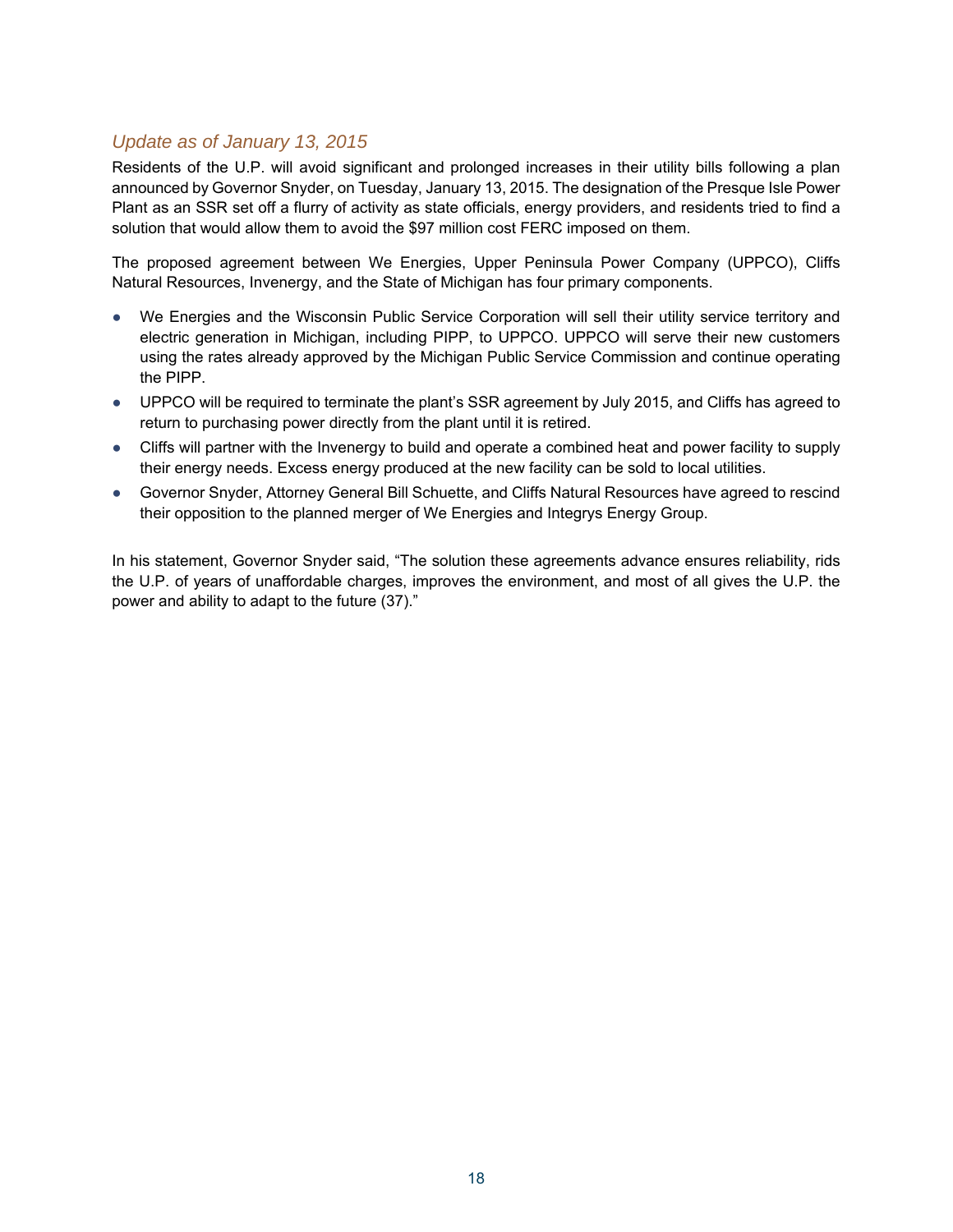### *Update as of January 13, 2015*

Residents of the U.P. will avoid significant and prolonged increases in their utility bills following a plan announced by Governor Snyder, on Tuesday, January 13, 2015. The designation of the Presque Isle Power Plant as an SSR set off a flurry of activity as state officials, energy providers, and residents tried to find a solution that would allow them to avoid the $97 million cost FERC imposed on them.

The proposed agreement between We Energies, Upper Peninsula Power Company (UPPCO), Cliffs Natural Resources, Invenergy, and the State of Michigan has four primary components.

- We Energies and the Wisconsin Public Service Corporation will sell their utility service territory and electric generation in Michigan, including PIPP, to UPPCO. UPPCO will serve their new customers using the rates already approved by the Michigan Public Service Commission and continue operating the PIPP.
- UPPCO will be required to terminate the plant's SSR agreement by July 2015, and Cliffs has agreed to return to purchasing power directly from the plant until it is retired.
- Cliffs will partner with the Invenergy to build and operate a combined heat and power facility to supply their energy needs. Excess energy produced at the new facility can be sold to local utilities.
- Governor Snyder, Attorney General Bill Schuette, and Cliffs Natural Resources have agreed to rescind their opposition to the planned merger of We Energies and Integrys Energy Group.

In his statement, Governor Snyder said, "The solution these agreements advance ensures reliability, rids the U.P. of years of unaffordable charges, improves the environment, and most of all gives the U.P. the power and ability to adapt to the future (37)."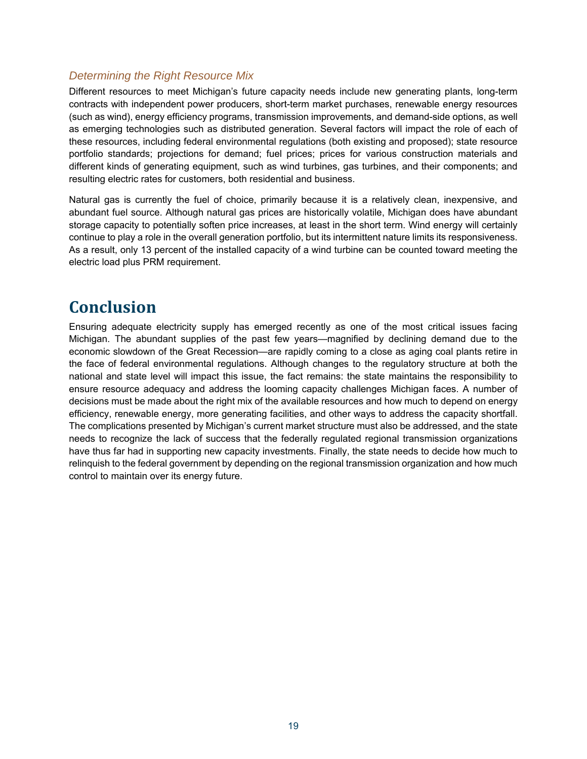### *Determining the Right Resource Mix*

Different resources to meet Michigan's future capacity needs include new generating plants, long-term contracts with independent power producers, short-term market purchases, renewable energy resources (such as wind), energy efficiency programs, transmission improvements, and demand-side options, as well as emerging technologies such as distributed generation. Several factors will impact the role of each of these resources, including federal environmental regulations (both existing and proposed); state resource portfolio standards; projections for demand; fuel prices; prices for various construction materials and different kinds of generating equipment, such as wind turbines, gas turbines, and their components; and resulting electric rates for customers, both residential and business.

Natural gas is currently the fuel of choice, primarily because it is a relatively clean, inexpensive, and abundant fuel source. Although natural gas prices are historically volatile, Michigan does have abundant storage capacity to potentially soften price increases, at least in the short term. Wind energy will certainly continue to play a role in the overall generation portfolio, but its intermittent nature limits its responsiveness. As a result, only 13 percent of the installed capacity of a wind turbine can be counted toward meeting the electric load plus PRM requirement.

## Conclusion

Ensuring adequate electricity supply has emerged recently as one of the most critical issues facing Michigan. The abundant supplies of the past few years—magnified by declining demand due to the economic slowdown of the Great Recession—are rapidly coming to a close as aging coal plants retire in the face of federal environmental regulations. Although changes to the regulatory structure at both the national and state level will impact this issue, the fact remains: the state maintains the responsibility to ensure resource adequacy and address the looming capacity challenges Michigan faces. A number of decisions must be made about the right mix of the available resources and how much to depend on energy efficiency, renewable energy, more generating facilities, and other ways to address the capacity shortfall. The complications presented by Michigan's current market structure must also be addressed, and the state needs to recognize the lack of success that the federally regulated regional transmission organizations have thus far had in supporting new capacity investments. Finally, the state needs to decide how much to relinquish to the federal government by depending on the regional transmission organization and how much control to maintain over its energy future.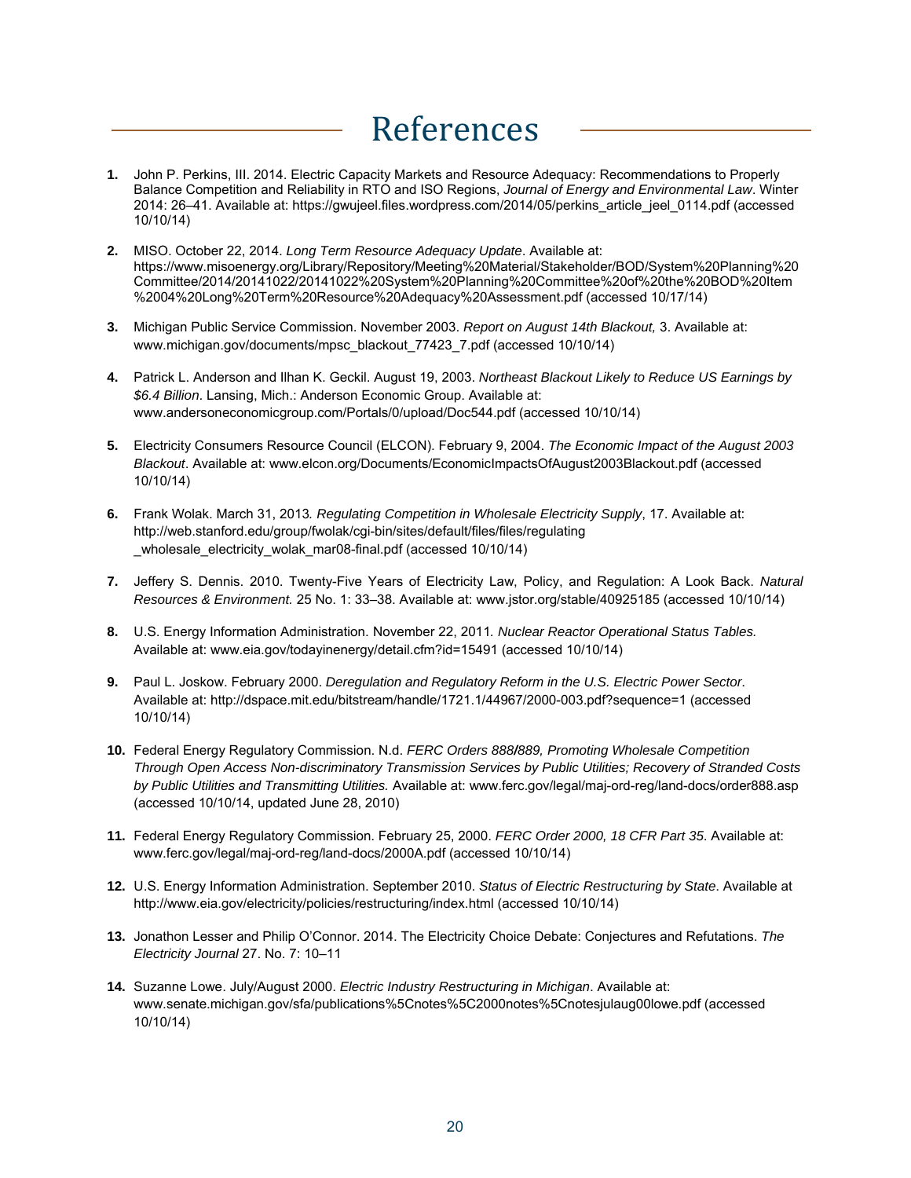# References

1. John P. Perkins, III. 2014. Electric Capacity Markets and Resource Adequacy: Recommendations to Properly Balance Competition and Reliability in RTO and ISO Regions, *Journal of Energy and Environmental Law*. Winter 2014: 26–41. Available at: https://gwujeel.files.wordpress.com/2014/05/perkins_article_jeel_0114.pdf (accessed 10/10/14)

2. MISO. October 22, 2014. *Long Term Resource Adequacy Update*. Available at: https://www.misoenergy.org/Library/Repository/Meeting%20Material/Stakeholder/BOD/System%20Planning%20Committee/2014/20141022/20141022%20System%20Planning%20Committee%20of%20the%20BOD%20Item%2004%20Long%20Term%20Resource%20Adequacy%20Assessment.pdf (accessed 10/17/14)

3. Michigan Public Service Commission. November 2003. *Report on August 14th Blackout,* 3. Available at: www.michigan.gov/documents/mpsc_blackout_77423_7.pdf (accessed 10/10/14)

4. Patrick L. Anderson and Ilhan K. Geckil. August 19, 2003. *Northeast Blackout Likely to Reduce US Earnings by $6.4 Billion*. Lansing, Mich.: Anderson Economic Group. Available at: www.andersoneconomicgroup.com/Portals/0/upload/Doc544.pdf (accessed 10/10/14)

5. Electricity Consumers Resource Council (ELCON). February 9, 2004. *The Economic Impact of the August 2003 Blackout*. Available at: www.elcon.org/Documents/EconomicImpactsOfAugust2003Blackout.pdf (accessed 10/10/14)

6. Frank Wolak. March 31, 2013*. Regulating Competition in Wholesale Electricity Supply*, 17. Available at: http://web.stanford.edu/group/fwolak/cgi-bin/sites/default/files/files/regulating_wholesale_electricity_wolak_mar08-final.pdf (accessed 10/10/14)

7. Jeffery S. Dennis. 2010. Twenty-Five Years of Electricity Law, Policy, and Regulation: A Look Back. *Natural Resources & Environment.* 25 No. 1: 33–38. Available at: www.jstor.org/stable/40925185 (accessed 10/10/14)

8. U.S. Energy Information Administration. November 22, 2011*. Nuclear Reactor Operational Status Tables.* Available at: www.eia.gov/todayinenergy/detail.cfm?id=15491 (accessed 10/10/14)

9. Paul L. Joskow. February 2000. *Deregulation and Regulatory Reform in the U.S. Electric Power Sector*. Available at: http://dspace.mit.edu/bitstream/handle/1721.1/44967/2000-003.pdf?sequence=1 (accessed 10/10/14)

10. Federal Energy Regulatory Commission. N.d. *FERC Orders 888/889, Promoting Wholesale Competition Through Open Access Non-discriminatory Transmission Services by Public Utilities; Recovery of Stranded Costs by Public Utilities and Transmitting Utilities.* Available at: www.ferc.gov/legal/maj-ord-reg/land-docs/order888.asp (accessed 10/10/14, updated June 28, 2010)

11. Federal Energy Regulatory Commission. February 25, 2000. *FERC Order 2000, 18 CFR Part 35*. Available at: www.ferc.gov/legal/maj-ord-reg/land-docs/2000A.pdf (accessed 10/10/14)

12. U.S. Energy Information Administration. September 2010. *Status of Electric Restructuring by State*. Available at http://www.eia.gov/electricity/policies/restructuring/index.html (accessed 10/10/14)

13. Jonathon Lesser and Philip O'Connor. 2014. The Electricity Choice Debate: Conjectures and Refutations. *The Electricity Journal* 27. No. 7: 10–11

14. Suzanne Lowe. July/August 2000. *Electric Industry Restructuring in Michigan*. Available at: www.senate.michigan.gov/sfa/publications%5Cnotes%5C2000notes%5Cnotesjulaug00lowe.pdf (accessed 10/10/14)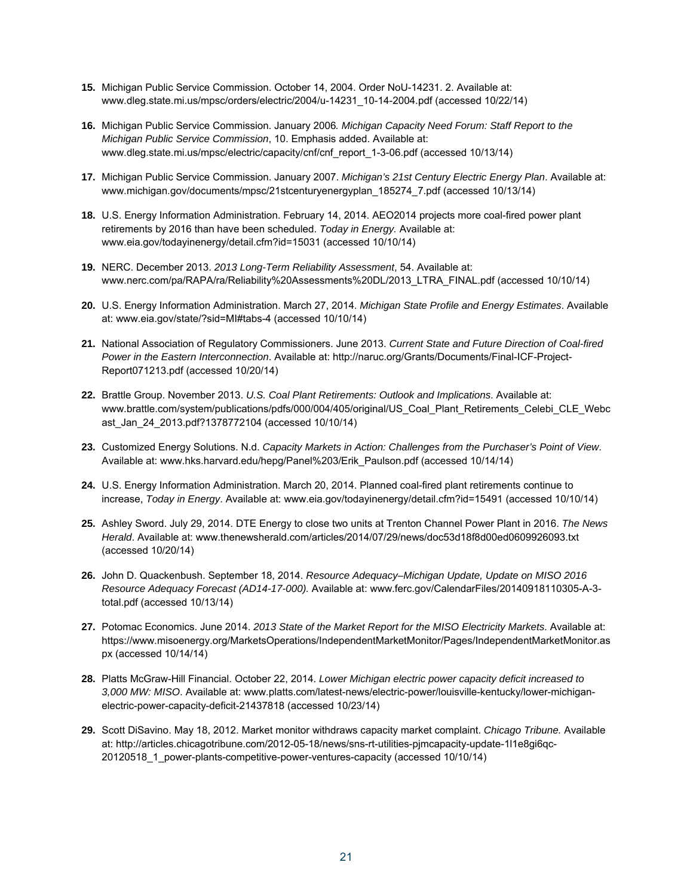15. Michigan Public Service Commission. October 14, 2004. Order NoU-14231. 2. Available at: www.dleg.state.mi.us/mpsc/orders/electric/2004/u-14231_10-14-2004.pdf (accessed 10/22/14)

16. Michigan Public Service Commission. January 2006. *Michigan Capacity Need Forum: Staff Report to the Michigan Public Service Commission*, 10. Emphasis added. Available at: www.dleg.state.mi.us/mpsc/electric/capacity/cnf/cnf_report_1-3-06.pdf (accessed 10/13/14)

17. Michigan Public Service Commission. January 2007. *Michigan's 21st Century Electric Energy Plan*. Available at: www.michigan.gov/documents/mpsc/21stcenturyenergyplan_185274_7.pdf (accessed 10/13/14)

18. U.S. Energy Information Administration. February 14, 2014. AEO2014 projects more coal-fired power plant retirements by 2016 than have been scheduled. *Today in Energy.* Available at: www.eia.gov/todayinenergy/detail.cfm?id=15031 (accessed 10/10/14)

19. NERC. December 2013. *2013 Long-Term Reliability Assessment*, 54. Available at: www.nerc.com/pa/RAPA/ra/Reliability%20Assessments%20DL/2013_LTRA_FINAL.pdf (accessed 10/10/14)

20. U.S. Energy Information Administration. March 27, 2014. *Michigan State Profile and Energy Estimates*. Available at: www.eia.gov/state/?sid=MI#tabs-4 (accessed 10/10/14)

21. National Association of Regulatory Commissioners. June 2013. *Current State and Future Direction of Coal-fired Power in the Eastern Interconnection*. Available at: http://naruc.org/Grants/Documents/Final-ICF-Project-Report071213.pdf (accessed 10/20/14)

22. Brattle Group. November 2013. *U.S. Coal Plant Retirements: Outlook and Implications*. Available at: www.brattle.com/system/publications/pdfs/000/004/405/original/US_Coal_Plant_Retirements_Celebi_CLE_Webcast_Jan_24_2013.pdf?1378772104 (accessed 10/10/14)

23. Customized Energy Solutions. N.d. *Capacity Markets in Action: Challenges from the Purchaser's Point of View*. Available at: www.hks.harvard.edu/hepg/Panel%203/Erik_Paulson.pdf (accessed 10/14/14)

24. U.S. Energy Information Administration. March 20, 2014. Planned coal-fired plant retirements continue to increase, *Today in Energy*. Available at: www.eia.gov/todayinenergy/detail.cfm?id=15491 (accessed 10/10/14)

25. Ashley Sword. July 29, 2014. DTE Energy to close two units at Trenton Channel Power Plant in 2016. *The News Herald*. Available at: www.thenewsherald.com/articles/2014/07/29/news/doc53d18f8d00ed0609926093.txt (accessed 10/20/14)

26. John D. Quackenbush. September 18, 2014. *Resource Adequacy–Michigan Update, Update on MISO 2016 Resource Adequacy Forecast (AD14-17-000).* Available at: www.ferc.gov/CalendarFiles/20140918110305-A-3-total.pdf (accessed 10/13/14)

27. Potomac Economics. June 2014. *2013 State of the Market Report for the MISO Electricity Markets*. Available at: https://www.misoenergy.org/MarketsOperations/IndependentMarketMonitor/Pages/IndependentMarketMonitor.aspx (accessed 10/14/14)

28. Platts McGraw-Hill Financial. October 22, 2014. *Lower Michigan electric power capacity deficit increased to 3,000 MW: MISO*. Available at: www.platts.com/latest-news/electric-power/louisville-kentucky/lower-michigan-electric-power-capacity-deficit-21437818 (accessed 10/23/14)

29. Scott DiSavino. May 18, 2012. Market monitor withdraws capacity market complaint. *Chicago Tribune.* Available at: http://articles.chicagotribune.com/2012-05-18/news/sns-rt-utilities-pjmcapacity-update-1l1e8gi6qc-20120518_1_power-plants-competitive-power-ventures-capacity (accessed 10/10/14)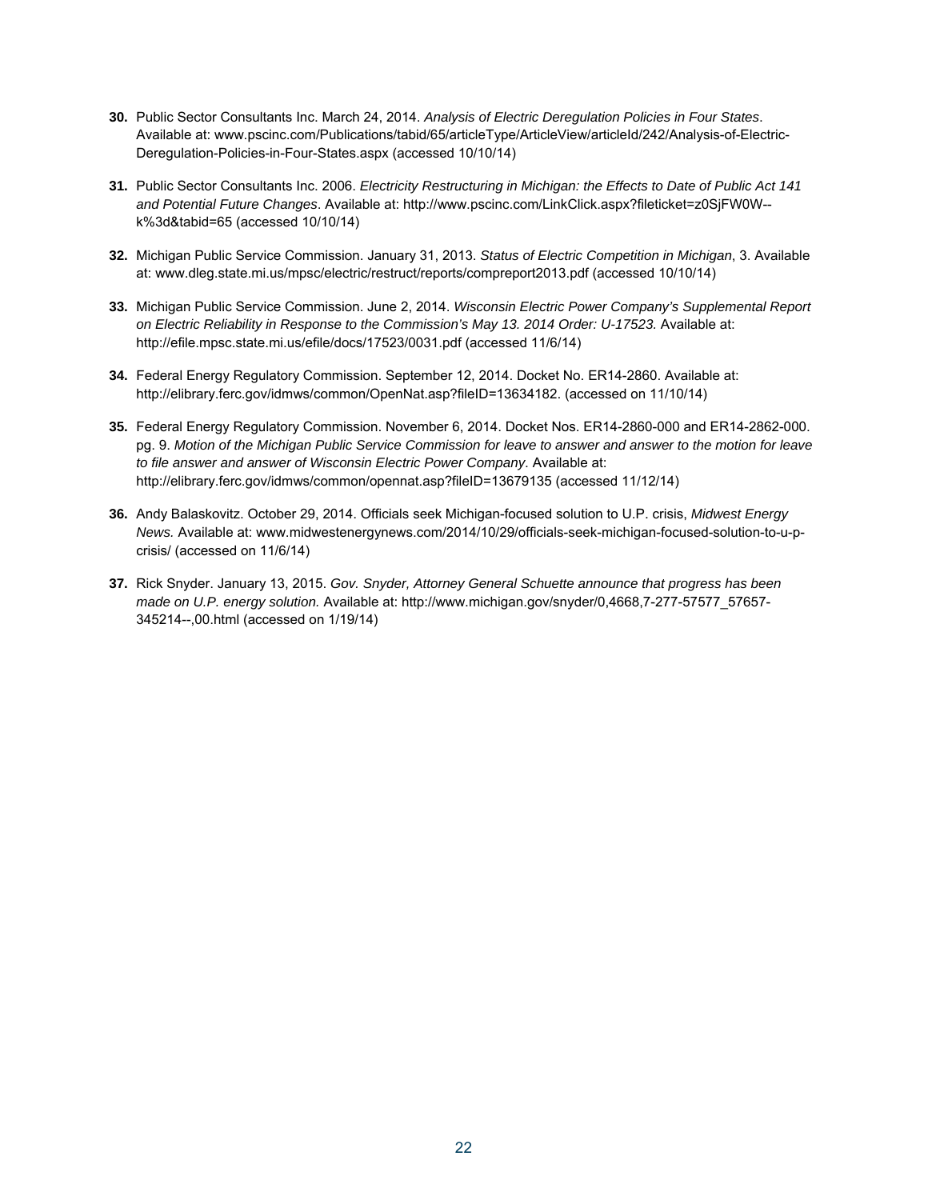**30.** Public Sector Consultants Inc. March 24, 2014. *Analysis of Electric Deregulation Policies in Four States*. Available at: www.pscinc.com/Publications/tabid/65/articleType/ArticleView/articleId/242/Analysis-of-Electric-Deregulation-Policies-in-Four-States.aspx (accessed 10/10/14)

**31.** Public Sector Consultants Inc. 2006. *Electricity Restructuring in Michigan: the Effects to Date of Public Act 141 and Potential Future Changes*. Available at: http://www.pscinc.com/LinkClick.aspx?fileticket=z0SjFW0W--k%3d&tabid=65 (accessed 10/10/14)

**32.** Michigan Public Service Commission. January 31, 2013. *Status of Electric Competition in Michigan*, 3. Available at: www.dleg.state.mi.us/mpsc/electric/restruct/reports/compreport2013.pdf (accessed 10/10/14)

**33.** Michigan Public Service Commission. June 2, 2014. *Wisconsin Electric Power Company's Supplemental Report on Electric Reliability in Response to the Commission's May 13. 2014 Order: U-17523.* Available at: http://efile.mpsc.state.mi.us/efile/docs/17523/0031.pdf (accessed 11/6/14)

**34.** Federal Energy Regulatory Commission. September 12, 2014. Docket No. ER14-2860. Available at: http://elibrary.ferc.gov/idmws/common/OpenNat.asp?fileID=13634182. (accessed on 11/10/14)

**35.** Federal Energy Regulatory Commission. November 6, 2014. Docket Nos. ER14-2860-000 and ER14-2862-000. pg. 9. *Motion of the Michigan Public Service Commission for leave to answer and answer to the motion for leave to file answer and answer of Wisconsin Electric Power Company*. Available at: http://elibrary.ferc.gov/idmws/common/opennat.asp?fileID=13679135 (accessed 11/12/14)

**36.** Andy Balaskovitz. October 29, 2014. Officials seek Michigan-focused solution to U.P. crisis, *Midwest Energy News.* Available at: www.midwestenergynews.com/2014/10/29/officials-seek-michigan-focused-solution-to-u-p-crisis/ (accessed on 11/6/14)

**37.** Rick Snyder. January 13, 2015. *Gov. Snyder, Attorney General Schuette announce that progress has been made on U.P. energy solution.* Available at: http://www.michigan.gov/snyder/0,4668,7-277-57577_57657-345214--,00.html (accessed on 1/19/14)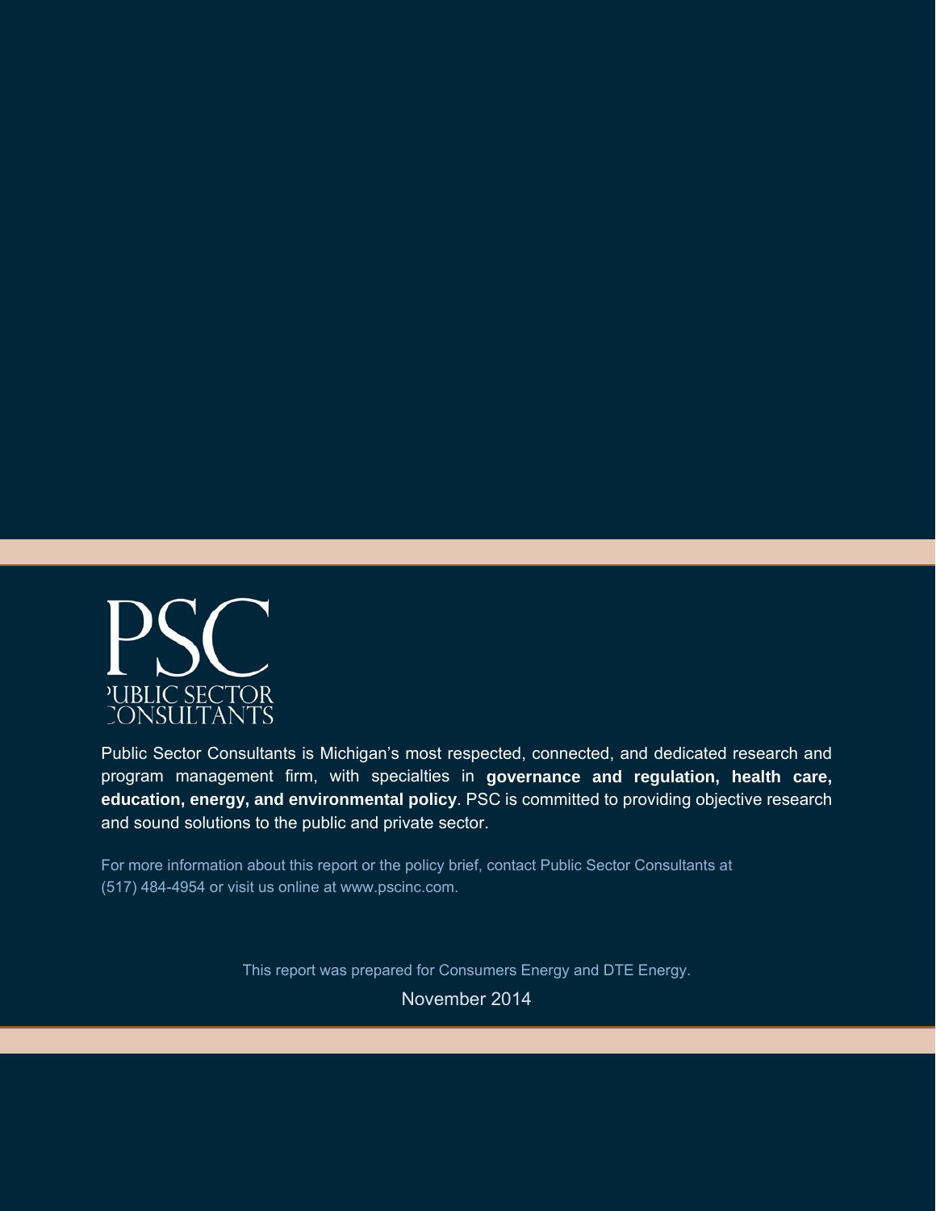PSC

PUBLIC SECTOR CONSULTANTS

Public Sector Consultants is Michigan's most respected, connected, and dedicated research and program management firm, with specialties in **governance and regulation, health care, education, energy, and environmental policy**. PSC is committed to providing objective research and sound solutions to the public and private sector.

For more information about this report or the policy brief, contact Public Sector Consultants at (517) 484-4954 or visit us online at www.pscinc.com.

This report was prepared for Consumers Energy and DTE Energy.

November 2014